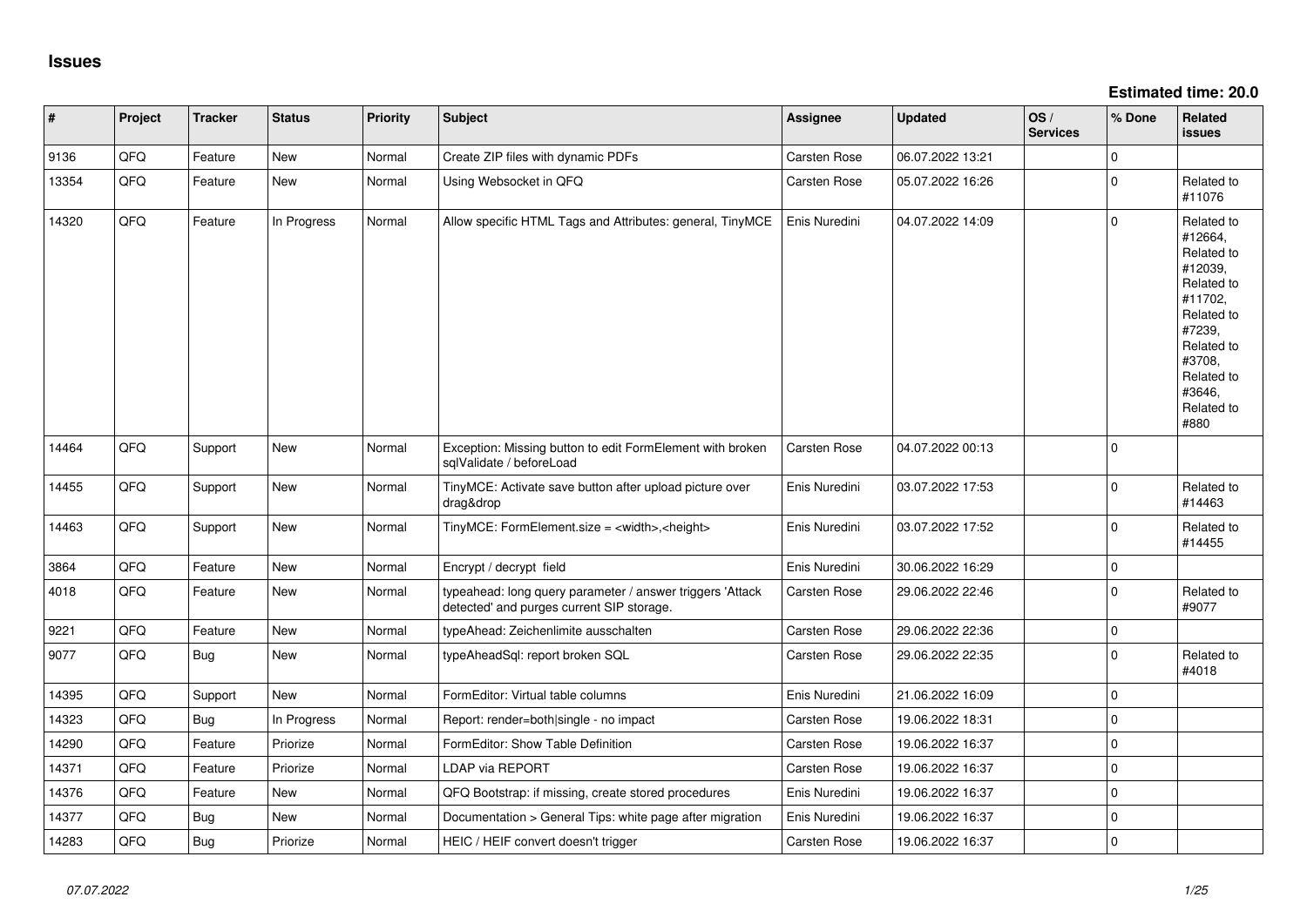# Issues

**Estimated time: 20.0**

| # | Project | Tracker | Status | Priority | Subject | Assignee | Updated | OS / Services | % Done | Related issues |
|---|---|---|---|---|---|---|---|---|---|---|
| 9136 | QFQ | Feature | New | Normal | Create ZIP files with dynamic PDFs | Carsten Rose | 06.07.2022 13:21 | | 0 | |
| 13354 | QFQ | Feature | New | Normal | Using Websocket in QFQ | Carsten Rose | 05.07.2022 16:26 | | 0 | Related to #11076 |
| 14320 | QFQ | Feature | In Progress | Normal | Allow specific HTML Tags and Attributes: general, TinyMCE | Enis Nuredini | 04.07.2022 14:09 | | 0 | Related to #12664, Related to #12039, Related to #11702, Related to #7239, Related to #3708, Related to #3646, Related to #880 |
| 14464 | QFQ | Support | New | Normal | Exception: Missing button to edit FormElement with broken sqlValidate / beforeLoad | Carsten Rose | 04.07.2022 00:13 | | 0 | |
| 14455 | QFQ | Support | New | Normal | TinyMCE: Activate save button after upload picture over drag&drop | Enis Nuredini | 03.07.2022 17:53 | | 0 | Related to #14463 |
| 14463 | QFQ | Support | New | Normal | TinyMCE: FormElement.size = <width>,<height> | Enis Nuredini | 03.07.2022 17:52 | | 0 | Related to #14455 |
| 3864 | QFQ | Feature | New | Normal | Encrypt / decrypt field | Enis Nuredini | 30.06.2022 16:29 | | 0 | |
| 4018 | QFQ | Feature | New | Normal | typeahead: long query parameter / answer triggers 'Attack detected' and purges current SIP storage. | Carsten Rose | 29.06.2022 22:46 | | 0 | Related to #9077 |
| 9221 | QFQ | Feature | New | Normal | typeAhead: Zeichenlimite ausschalten | Carsten Rose | 29.06.2022 22:36 | | 0 | |
| 9077 | QFQ | Bug | New | Normal | typeAheadSql: report broken SQL | Carsten Rose | 29.06.2022 22:35 | | 0 | Related to #4018 |
| 14395 | QFQ | Support | New | Normal | FormEditor: Virtual table columns | Enis Nuredini | 21.06.2022 16:09 | | 0 | |
| 14323 | QFQ | Bug | In Progress | Normal | Report: render=both\|single - no impact | Carsten Rose | 19.06.2022 18:31 | | 0 | |
| 14290 | QFQ | Feature | Priorize | Normal | FormEditor: Show Table Definition | Carsten Rose | 19.06.2022 16:37 | | 0 | |
| 14371 | QFQ | Feature | Priorize | Normal | LDAP via REPORT | Carsten Rose | 19.06.2022 16:37 | | 0 | |
| 14376 | QFQ | Feature | New | Normal | QFQ Bootstrap: if missing, create stored procedures | Enis Nuredini | 19.06.2022 16:37 | | 0 | |
| 14377 | QFQ | Bug | New | Normal | Documentation > General Tips: white page after migration | Enis Nuredini | 19.06.2022 16:37 | | 0 | |
| 14283 | QFQ | Bug | Priorize | Normal | HEIC / HEIF convert doesn't trigger | Carsten Rose | 19.06.2022 16:37 | | 0 | |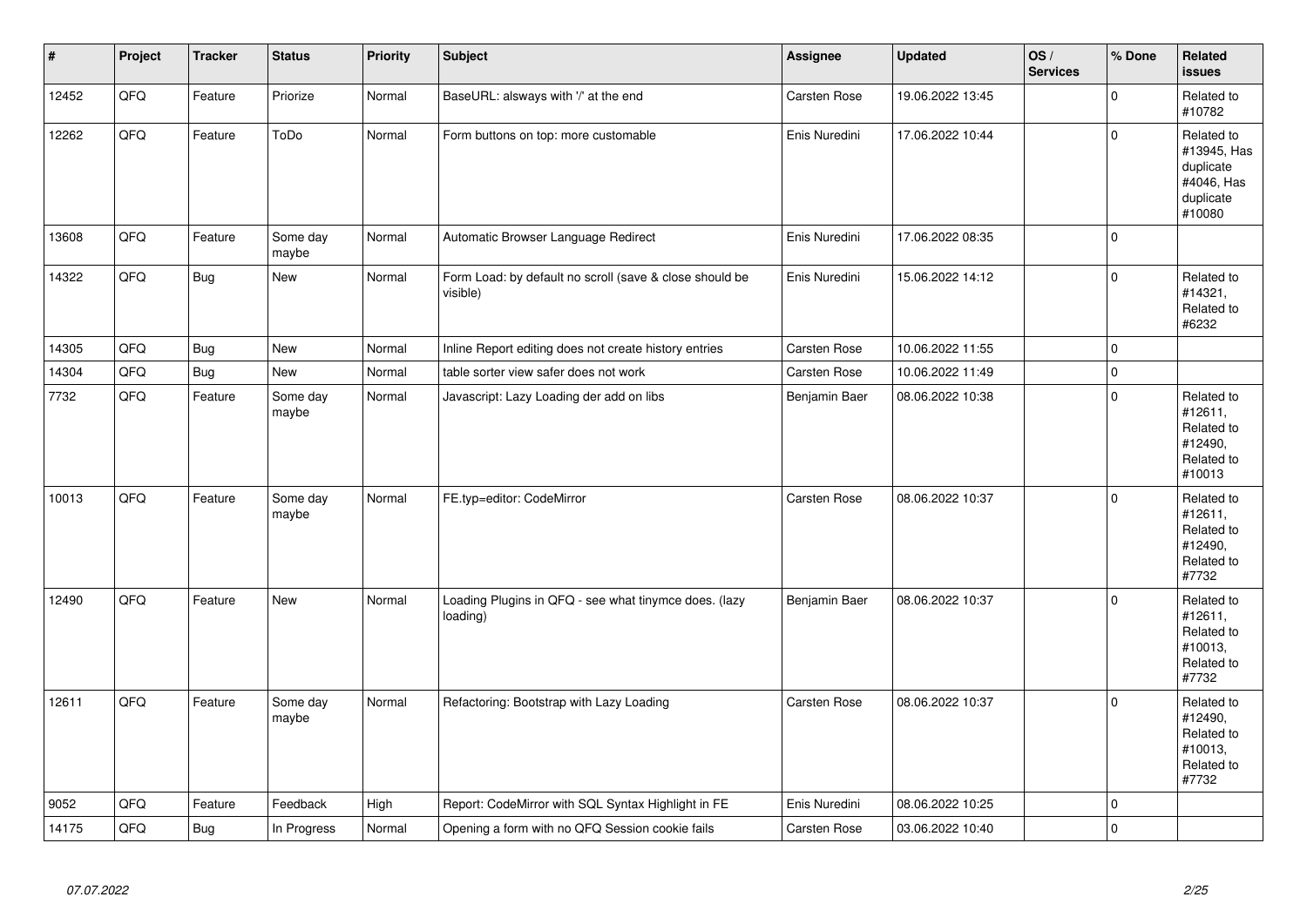| # | Project | Tracker | Status | Priority | Subject | Assignee | Updated | OS / Services | % Done | Related issues |
|---|---|---|---|---|---|---|---|---|---|---|
| 12452 | QFQ | Feature | Priorize | Normal | BaseURL: alsways with '/' at the end | Carsten Rose | 19.06.2022 13:45 | | 0 | Related to #10782 |
| 12262 | QFQ | Feature | ToDo | Normal | Form buttons on top: more customable | Enis Nuredini | 17.06.2022 10:44 | | 0 | Related to #13945, Has duplicate #4046, Has duplicate #10080 |
| 13608 | QFQ | Feature | Some day maybe | Normal | Automatic Browser Language Redirect | Enis Nuredini | 17.06.2022 08:35 | | 0 | |
| 14322 | QFQ | Bug | New | Normal | Form Load: by default no scroll (save & close should be visible) | Enis Nuredini | 15.06.2022 14:12 | | 0 | Related to #14321, Related to #6232 |
| 14305 | QFQ | Bug | New | Normal | Inline Report editing does not create history entries | Carsten Rose | 10.06.2022 11:55 | | 0 | |
| 14304 | QFQ | Bug | New | Normal | table sorter view safer does not work | Carsten Rose | 10.06.2022 11:49 | | 0 | |
| 7732 | QFQ | Feature | Some day maybe | Normal | Javascript: Lazy Loading der add on libs | Benjamin Baer | 08.06.2022 10:38 | | 0 | Related to #12611, Related to #12490, Related to #10013 |
| 10013 | QFQ | Feature | Some day maybe | Normal | FE.typ=editor: CodeMirror | Carsten Rose | 08.06.2022 10:37 | | 0 | Related to #12611, Related to #12490, Related to #7732 |
| 12490 | QFQ | Feature | New | Normal | Loading Plugins in QFQ - see what tinymce does. (lazy loading) | Benjamin Baer | 08.06.2022 10:37 | | 0 | Related to #12611, Related to #10013, Related to #7732 |
| 12611 | QFQ | Feature | Some day maybe | Normal | Refactoring: Bootstrap with Lazy Loading | Carsten Rose | 08.06.2022 10:37 | | 0 | Related to #12490, Related to #10013, Related to #7732 |
| 9052 | QFQ | Feature | Feedback | High | Report: CodeMirror with SQL Syntax Highlight in FE | Enis Nuredini | 08.06.2022 10:25 | | 0 | |
| 14175 | QFQ | Bug | In Progress | Normal | Opening a form with no QFQ Session cookie fails | Carsten Rose | 03.06.2022 10:40 | | 0 | |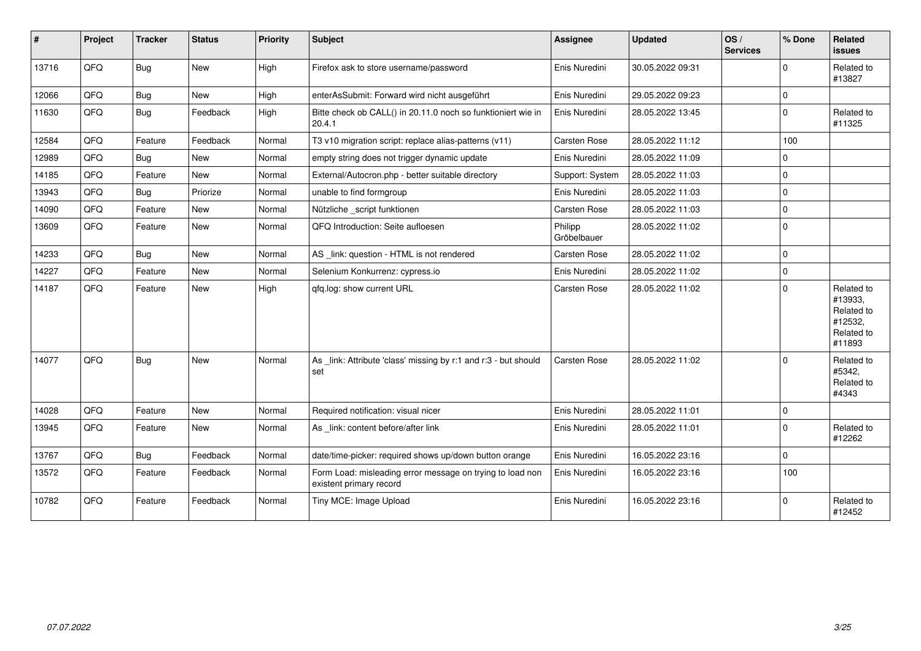| # | Project | Tracker | Status | Priority | Subject | Assignee | Updated | OS / Services | % Done | Related issues |
|---|---|---|---|---|---|---|---|---|---|---|
| 13716 | QFQ | Bug | New | High | Firefox ask to store username/password | Enis Nuredini | 30.05.2022 09:31 | | 0 | Related to #13827 |
| 12066 | QFQ | Bug | New | High | enterAsSubmit: Forward wird nicht ausgeführt | Enis Nuredini | 29.05.2022 09:23 | | 0 | |
| 11630 | QFQ | Bug | Feedback | High | Bitte check ob CALL() in 20.11.0 noch so funktioniert wie in 20.4.1 | Enis Nuredini | 28.05.2022 13:45 | | 0 | Related to #11325 |
| 12584 | QFQ | Feature | Feedback | Normal | T3 v10 migration script: replace alias-patterns (v11) | Carsten Rose | 28.05.2022 11:12 | | 100 | |
| 12989 | QFQ | Bug | New | Normal | empty string does not trigger dynamic update | Enis Nuredini | 28.05.2022 11:09 | | 0 | |
| 14185 | QFQ | Feature | New | Normal | External/Autocron.php - better suitable directory | Support: System | 28.05.2022 11:03 | | 0 | |
| 13943 | QFQ | Bug | Priorize | Normal | unable to find formgroup | Enis Nuredini | 28.05.2022 11:03 | | 0 | |
| 14090 | QFQ | Feature | New | Normal | Nützliche _script funktionen | Carsten Rose | 28.05.2022 11:03 | | 0 | |
| 13609 | QFQ | Feature | New | Normal | QFQ Introduction: Seite aufloesen | Philipp Gröbelbauer | 28.05.2022 11:02 | | 0 | |
| 14233 | QFQ | Bug | New | Normal | AS _link: question - HTML is not rendered | Carsten Rose | 28.05.2022 11:02 | | 0 | |
| 14227 | QFQ | Feature | New | Normal | Selenium Konkurrenz: cypress.io | Enis Nuredini | 28.05.2022 11:02 | | 0 | |
| 14187 | QFQ | Feature | New | High | qfq.log: show current URL | Carsten Rose | 28.05.2022 11:02 | | 0 | Related to #13933, Related to #12532, Related to #11893 |
| 14077 | QFQ | Bug | New | Normal | As _link: Attribute 'class' missing by r:1 and r:3 - but should set | Carsten Rose | 28.05.2022 11:02 | | 0 | Related to #5342, Related to #4343 |
| 14028 | QFQ | Feature | New | Normal | Required notification: visual nicer | Enis Nuredini | 28.05.2022 11:01 | | 0 | |
| 13945 | QFQ | Feature | New | Normal | As _link: content before/after link | Enis Nuredini | 28.05.2022 11:01 | | 0 | Related to #12262 |
| 13767 | QFQ | Bug | Feedback | Normal | date/time-picker: required shows up/down button orange | Enis Nuredini | 16.05.2022 23:16 | | 0 | |
| 13572 | QFQ | Feature | Feedback | Normal | Form Load: misleading error message on trying to load non existent primary record | Enis Nuredini | 16.05.2022 23:16 | | 100 | |
| 10782 | QFQ | Feature | Feedback | Normal | Tiny MCE: Image Upload | Enis Nuredini | 16.05.2022 23:16 | | 0 | Related to #12452 |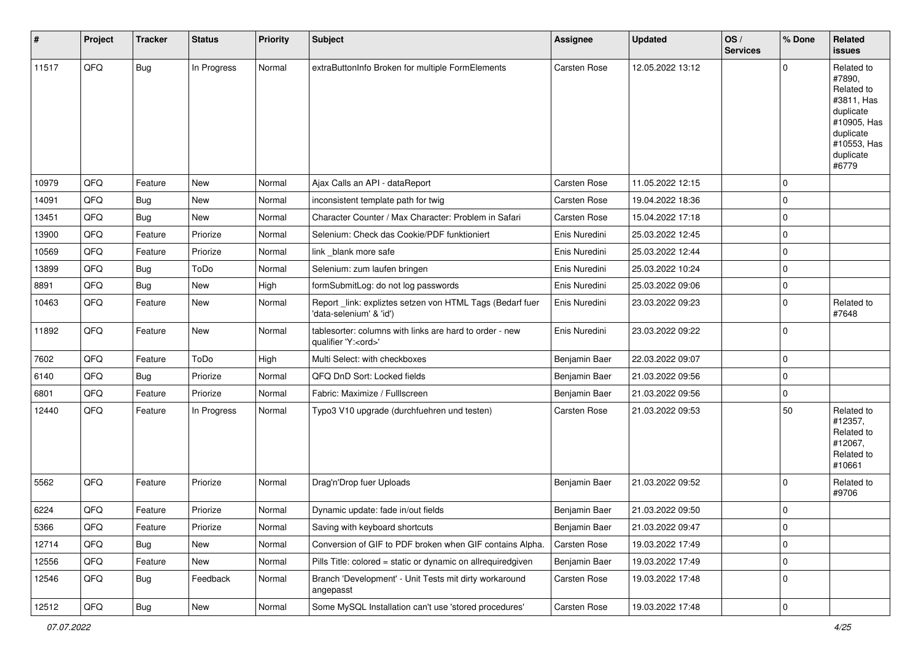| # | Project | Tracker | Status | Priority | Subject | Assignee | Updated | OS / Services | % Done | Related issues |
|---|---|---|---|---|---|---|---|---|---|---|
| 11517 | QFQ | Bug | In Progress | Normal | extraButtonInfo Broken for multiple FormElements | Carsten Rose | 12.05.2022 13:12 | | 0 | Related to #7890, Related to #3811, Has duplicate #10905, Has duplicate #10553, Has duplicate #6779 |
| 10979 | QFQ | Feature | New | Normal | Ajax Calls an API - dataReport | Carsten Rose | 11.05.2022 12:15 | | 0 | |
| 14091 | QFQ | Bug | New | Normal | inconsistent template path for twig | Carsten Rose | 19.04.2022 18:36 | | 0 | |
| 13451 | QFQ | Bug | New | Normal | Character Counter / Max Character: Problem in Safari | Carsten Rose | 15.04.2022 17:18 | | 0 | |
| 13900 | QFQ | Feature | Priorize | Normal | Selenium: Check das Cookie/PDF funktioniert | Enis Nuredini | 25.03.2022 12:45 | | 0 | |
| 10569 | QFQ | Feature | Priorize | Normal | link _blank more safe | Enis Nuredini | 25.03.2022 12:44 | | 0 | |
| 13899 | QFQ | Bug | ToDo | Normal | Selenium: zum laufen bringen | Enis Nuredini | 25.03.2022 10:24 | | 0 | |
| 8891 | QFQ | Bug | New | High | formSubmitLog: do not log passwords | Enis Nuredini | 25.03.2022 09:06 | | 0 | |
| 10463 | QFQ | Feature | New | Normal | Report _link: expliztes setzen von HTML Tags (Bedarf fuer 'data-selenium' & 'id') | Enis Nuredini | 23.03.2022 09:23 | | 0 | Related to #7648 |
| 11892 | QFQ | Feature | New | Normal | tablesorter: columns with links are hard to order - new qualifier 'Y:<ord>' | Enis Nuredini | 23.03.2022 09:22 | | 0 | |
| 7602 | QFQ | Feature | ToDo | High | Multi Select: with checkboxes | Benjamin Baer | 22.03.2022 09:07 | | 0 | |
| 6140 | QFQ | Bug | Priorize | Normal | QFQ DnD Sort: Locked fields | Benjamin Baer | 21.03.2022 09:56 | | 0 | |
| 6801 | QFQ | Feature | Priorize | Normal | Fabric: Maximize / FullIscreen | Benjamin Baer | 21.03.2022 09:56 | | 0 | |
| 12440 | QFQ | Feature | In Progress | Normal | Typo3 V10 upgrade (durchfuehren und testen) | Carsten Rose | 21.03.2022 09:53 | | 50 | Related to #12357, Related to #12067, Related to #10661 |
| 5562 | QFQ | Feature | Priorize | Normal | Drag'n'Drop fuer Uploads | Benjamin Baer | 21.03.2022 09:52 | | 0 | Related to #9706 |
| 6224 | QFQ | Feature | Priorize | Normal | Dynamic update: fade in/out fields | Benjamin Baer | 21.03.2022 09:50 | | 0 | |
| 5366 | QFQ | Feature | Priorize | Normal | Saving with keyboard shortcuts | Benjamin Baer | 21.03.2022 09:47 | | 0 | |
| 12714 | QFQ | Bug | New | Normal | Conversion of GIF to PDF broken when GIF contains Alpha. | Carsten Rose | 19.03.2022 17:49 | | 0 | |
| 12556 | QFQ | Feature | New | Normal | Pills Title: colored = static or dynamic on allrequiredgiven | Benjamin Baer | 19.03.2022 17:49 | | 0 | |
| 12546 | QFQ | Bug | Feedback | Normal | Branch 'Development' - Unit Tests mit dirty workaround angepasst | Carsten Rose | 19.03.2022 17:48 | | 0 | |
| 12512 | QFQ | Bug | New | Normal | Some MySQL Installation can't use 'stored procedures' | Carsten Rose | 19.03.2022 17:48 | | 0 | |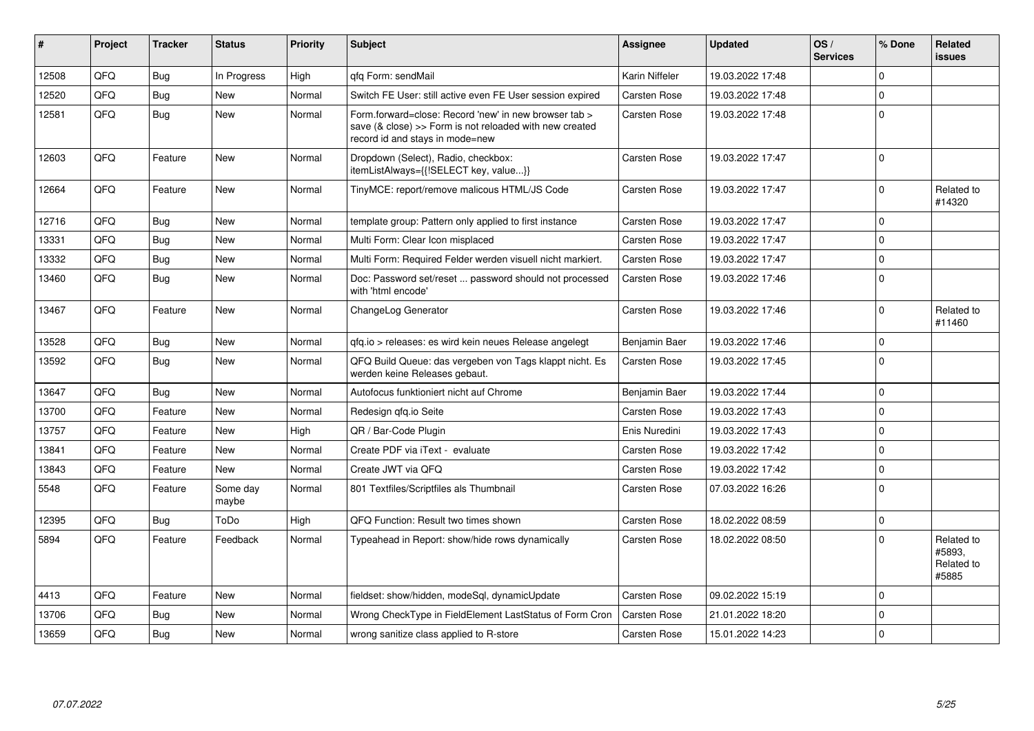| # | Project | Tracker | Status | Priority | Subject | Assignee | Updated | OS / Services | % Done | Related issues |
|---|---|---|---|---|---|---|---|---|---|---|
| 12508 | QFQ | Bug | In Progress | High | qfq Form: sendMail | Karin Niffeler | 19.03.2022 17:48 | | 0 | |
| 12520 | QFQ | Bug | New | Normal | Switch FE User: still active even FE User session expired | Carsten Rose | 19.03.2022 17:48 | | 0 | |
| 12581 | QFQ | Bug | New | Normal | Form.forward=close: Record 'new' in new browser tab > save (& close) >> Form is not reloaded with new created record id and stays in mode=new | Carsten Rose | 19.03.2022 17:48 | | 0 | |
| 12603 | QFQ | Feature | New | Normal | Dropdown (Select), Radio, checkbox: itemListAlways={{!SELECT key, value...}} | Carsten Rose | 19.03.2022 17:47 | | 0 | |
| 12664 | QFQ | Feature | New | Normal | TinyMCE: report/remove malicous HTML/JS Code | Carsten Rose | 19.03.2022 17:47 | | 0 | Related to #14320 |
| 12716 | QFQ | Bug | New | Normal | template group: Pattern only applied to first instance | Carsten Rose | 19.03.2022 17:47 | | 0 | |
| 13331 | QFQ | Bug | New | Normal | Multi Form: Clear Icon misplaced | Carsten Rose | 19.03.2022 17:47 | | 0 | |
| 13332 | QFQ | Bug | New | Normal | Multi Form: Required Felder werden visuell nicht markiert. | Carsten Rose | 19.03.2022 17:47 | | 0 | |
| 13460 | QFQ | Bug | New | Normal | Doc: Password set/reset ... password should not processed with 'html encode' | Carsten Rose | 19.03.2022 17:46 | | 0 | |
| 13467 | QFQ | Feature | New | Normal | ChangeLog Generator | Carsten Rose | 19.03.2022 17:46 | | 0 | Related to #11460 |
| 13528 | QFQ | Bug | New | Normal | qfq.io > releases: es wird kein neues Release angelegt | Benjamin Baer | 19.03.2022 17:46 | | 0 | |
| 13592 | QFQ | Bug | New | Normal | QFQ Build Queue: das vergeben von Tags klappt nicht. Es werden keine Releases gebaut. | Carsten Rose | 19.03.2022 17:45 | | 0 | |
| 13647 | QFQ | Bug | New | Normal | Autofocus funktioniert nicht auf Chrome | Benjamin Baer | 19.03.2022 17:44 | | 0 | |
| 13700 | QFQ | Feature | New | Normal | Redesign qfq.io Seite | Carsten Rose | 19.03.2022 17:43 | | 0 | |
| 13757 | QFQ | Feature | New | High | QR / Bar-Code Plugin | Enis Nuredini | 19.03.2022 17:43 | | 0 | |
| 13841 | QFQ | Feature | New | Normal | Create PDF via iText - evaluate | Carsten Rose | 19.03.2022 17:42 | | 0 | |
| 13843 | QFQ | Feature | New | Normal | Create JWT via QFQ | Carsten Rose | 19.03.2022 17:42 | | 0 | |
| 5548 | QFQ | Feature | Some day maybe | Normal | 801 Textfiles/Scriptfiles als Thumbnail | Carsten Rose | 07.03.2022 16:26 | | 0 | |
| 12395 | QFQ | Bug | ToDo | High | QFQ Function: Result two times shown | Carsten Rose | 18.02.2022 08:59 | | 0 | |
| 5894 | QFQ | Feature | Feedback | Normal | Typeahead in Report: show/hide rows dynamically | Carsten Rose | 18.02.2022 08:50 | | 0 | Related to #5893, Related to #5885 |
| 4413 | QFQ | Feature | New | Normal | fieldset: show/hidden, modeSql, dynamicUpdate | Carsten Rose | 09.02.2022 15:19 | | 0 | |
| 13706 | QFQ | Bug | New | Normal | Wrong CheckType in FieldElement LastStatus of Form Cron | Carsten Rose | 21.01.2022 18:20 | | 0 | |
| 13659 | QFQ | Bug | New | Normal | wrong sanitize class applied to R-store | Carsten Rose | 15.01.2022 14:23 | | 0 | |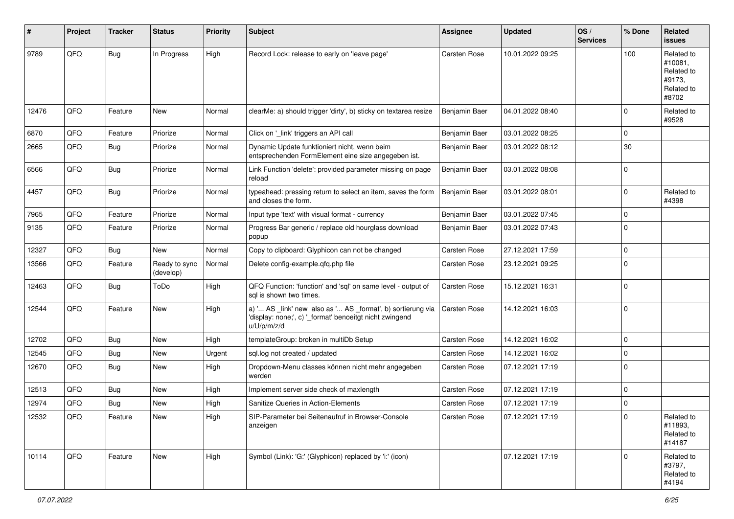| # | Project | Tracker | Status | Priority | Subject | Assignee | Updated | OS / Services | % Done | Related issues |
|---|---|---|---|---|---|---|---|---|---|---|
| 9789 | QFQ | Bug | In Progress | High | Record Lock: release to early on 'leave page' | Carsten Rose | 10.01.2022 09:25 | | 100 | Related to #10081, Related to #9173, Related to #8702 |
| 12476 | QFQ | Feature | New | Normal | clearMe: a) should trigger 'dirty', b) sticky on textarea resize | Benjamin Baer | 04.01.2022 08:40 | | 0 | Related to #9528 |
| 6870 | QFQ | Feature | Priorize | Normal | Click on '_link' triggers an API call | Benjamin Baer | 03.01.2022 08:25 | | 0 | |
| 2665 | QFQ | Bug | Priorize | Normal | Dynamic Update funktioniert nicht, wenn beim entsprechenden FormElement eine size angegeben ist. | Benjamin Baer | 03.01.2022 08:12 | | 30 | |
| 6566 | QFQ | Bug | Priorize | Normal | Link Function 'delete': provided parameter missing on page reload | Benjamin Baer | 03.01.2022 08:08 | | 0 | |
| 4457 | QFQ | Bug | Priorize | Normal | typeahead: pressing return to select an item, saves the form and closes the form. | Benjamin Baer | 03.01.2022 08:01 | | 0 | Related to #4398 |
| 7965 | QFQ | Feature | Priorize | Normal | Input type 'text' with visual format - currency | Benjamin Baer | 03.01.2022 07:45 | | 0 | |
| 9135 | QFQ | Feature | Priorize | Normal | Progress Bar generic / replace old hourglass download popup | Benjamin Baer | 03.01.2022 07:43 | | 0 | |
| 12327 | QFQ | Bug | New | Normal | Copy to clipboard: Glyphicon can not be changed | Carsten Rose | 27.12.2021 17:59 | | 0 | |
| 13566 | QFQ | Feature | Ready to sync (develop) | Normal | Delete config-example.qfq.php file | Carsten Rose | 23.12.2021 09:25 | | 0 | |
| 12463 | QFQ | Bug | ToDo | High | QFQ Function: 'function' and 'sql' on same level - output of sql is shown two times. | Carsten Rose | 15.12.2021 16:31 | | 0 | |
| 12544 | QFQ | Feature | New | High | a) '... AS _link' new also as '... AS _format', b) sortierung via 'display: none;', c) '_format' benoeitgt nicht zwingend u/U/p/m/z/d | Carsten Rose | 14.12.2021 16:03 | | 0 | |
| 12702 | QFQ | Bug | New | High | templateGroup: broken in multiDb Setup | Carsten Rose | 14.12.2021 16:02 | | 0 | |
| 12545 | QFQ | Bug | New | Urgent | sql.log not created / updated | Carsten Rose | 14.12.2021 16:02 | | 0 | |
| 12670 | QFQ | Bug | New | High | Dropdown-Menu classes können nicht mehr angegeben werden | Carsten Rose | 07.12.2021 17:19 | | 0 | |
| 12513 | QFQ | Bug | New | High | Implement server side check of maxlength | Carsten Rose | 07.12.2021 17:19 | | 0 | |
| 12974 | QFQ | Bug | New | High | Sanitize Queries in Action-Elements | Carsten Rose | 07.12.2021 17:19 | | 0 | |
| 12532 | QFQ | Feature | New | High | SIP-Parameter bei Seitenaufruf in Browser-Console anzeigen | Carsten Rose | 07.12.2021 17:19 | | 0 | Related to #11893, Related to #14187 |
| 10114 | QFQ | Feature | New | High | Symbol (Link): 'G:' (Glyphicon) replaced by 'i:' (icon) | | 07.12.2021 17:19 | | 0 | Related to #3797, Related to #4194 |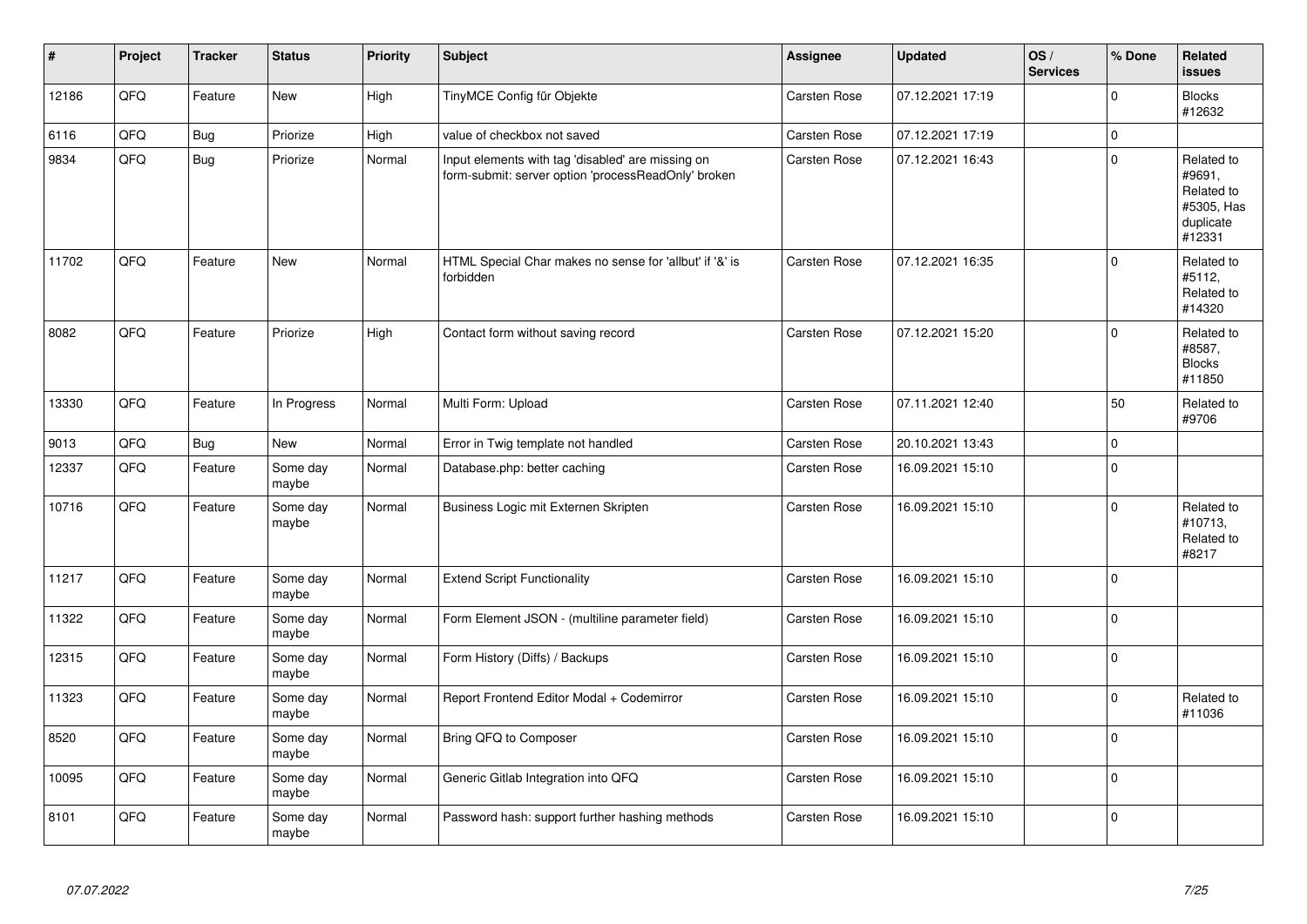| # | Project | Tracker | Status | Priority | Subject | Assignee | Updated | OS / Services | % Done | Related issues |
|---|---|---|---|---|---|---|---|---|---|---|
| 12186 | QFQ | Feature | New | High | TinyMCE Config für Objekte | Carsten Rose | 07.12.2021 17:19 | | 0 | Blocks #12632 |
| 6116 | QFQ | Bug | Priorize | High | value of checkbox not saved | Carsten Rose | 07.12.2021 17:19 | | 0 | |
| 9834 | QFQ | Bug | Priorize | Normal | Input elements with tag 'disabled' are missing on form-submit: server option 'processReadOnly' broken | Carsten Rose | 07.12.2021 16:43 | | 0 | Related to #9691, Related to #5305, Has duplicate #12331 |
| 11702 | QFQ | Feature | New | Normal | HTML Special Char makes no sense for 'allbut' if '&' is forbidden | Carsten Rose | 07.12.2021 16:35 | | 0 | Related to #5112, Related to #14320 |
| 8082 | QFQ | Feature | Priorize | High | Contact form without saving record | Carsten Rose | 07.12.2021 15:20 | | 0 | Related to #8587, Blocks #11850 |
| 13330 | QFQ | Feature | In Progress | Normal | Multi Form: Upload | Carsten Rose | 07.11.2021 12:40 | | 50 | Related to #9706 |
| 9013 | QFQ | Bug | New | Normal | Error in Twig template not handled | Carsten Rose | 20.10.2021 13:43 | | 0 | |
| 12337 | QFQ | Feature | Some day maybe | Normal | Database.php: better caching | Carsten Rose | 16.09.2021 15:10 | | 0 | |
| 10716 | QFQ | Feature | Some day maybe | Normal | Business Logic mit Externen Skripten | Carsten Rose | 16.09.2021 15:10 | | 0 | Related to #10713, Related to #8217 |
| 11217 | QFQ | Feature | Some day maybe | Normal | Extend Script Functionality | Carsten Rose | 16.09.2021 15:10 | | 0 | |
| 11322 | QFQ | Feature | Some day maybe | Normal | Form Element JSON - (multiline parameter field) | Carsten Rose | 16.09.2021 15:10 | | 0 | |
| 12315 | QFQ | Feature | Some day maybe | Normal | Form History (Diffs) / Backups | Carsten Rose | 16.09.2021 15:10 | | 0 | |
| 11323 | QFQ | Feature | Some day maybe | Normal | Report Frontend Editor Modal + Codemirror | Carsten Rose | 16.09.2021 15:10 | | 0 | Related to #11036 |
| 8520 | QFQ | Feature | Some day maybe | Normal | Bring QFQ to Composer | Carsten Rose | 16.09.2021 15:10 | | 0 | |
| 10095 | QFQ | Feature | Some day maybe | Normal | Generic Gitlab Integration into QFQ | Carsten Rose | 16.09.2021 15:10 | | 0 | |
| 8101 | QFQ | Feature | Some day maybe | Normal | Password hash: support further hashing methods | Carsten Rose | 16.09.2021 15:10 | | 0 | |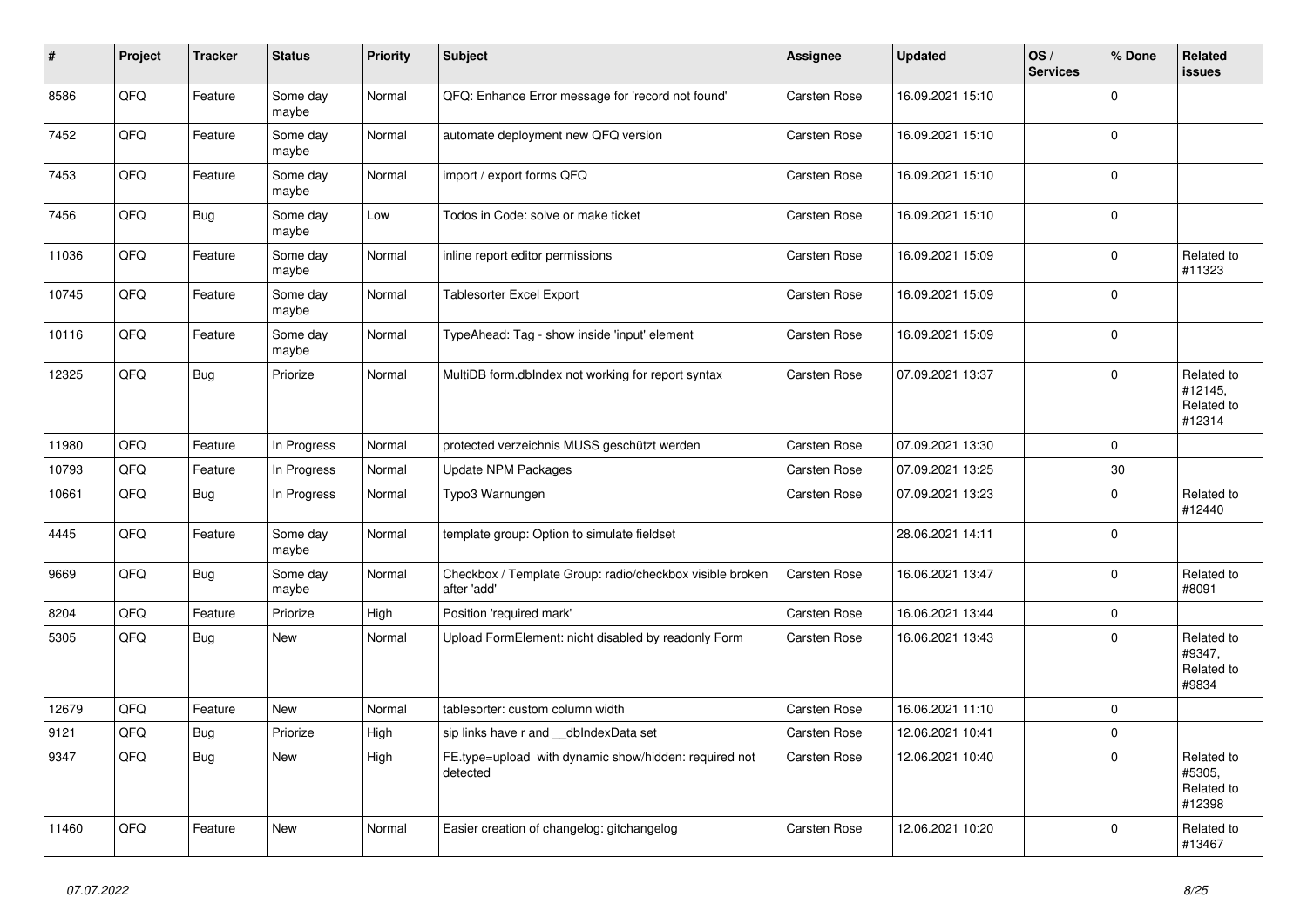| # | Project | Tracker | Status | Priority | Subject | Assignee | Updated | OS / Services | % Done | Related issues |
|---|---|---|---|---|---|---|---|---|---|---|
| 8586 | QFQ | Feature | Some day maybe | Normal | QFQ: Enhance Error message for 'record not found' | Carsten Rose | 16.09.2021 15:10 | | 0 | |
| 7452 | QFQ | Feature | Some day maybe | Normal | automate deployment new QFQ version | Carsten Rose | 16.09.2021 15:10 | | 0 | |
| 7453 | QFQ | Feature | Some day maybe | Normal | import / export forms QFQ | Carsten Rose | 16.09.2021 15:10 | | 0 | |
| 7456 | QFQ | Bug | Some day maybe | Low | Todos in Code: solve or make ticket | Carsten Rose | 16.09.2021 15:10 | | 0 | |
| 11036 | QFQ | Feature | Some day maybe | Normal | inline report editor permissions | Carsten Rose | 16.09.2021 15:09 | | 0 | Related to #11323 |
| 10745 | QFQ | Feature | Some day maybe | Normal | Tablesorter Excel Export | Carsten Rose | 16.09.2021 15:09 | | 0 | |
| 10116 | QFQ | Feature | Some day maybe | Normal | TypeAhead: Tag - show inside 'input' element | Carsten Rose | 16.09.2021 15:09 | | 0 | |
| 12325 | QFQ | Bug | Priorize | Normal | MultiDB form.dbIndex not working for report syntax | Carsten Rose | 07.09.2021 13:37 | | 0 | Related to #12145, Related to #12314 |
| 11980 | QFQ | Feature | In Progress | Normal | protected verzeichnis MUSS geschützt werden | Carsten Rose | 07.09.2021 13:30 | | 0 | |
| 10793 | QFQ | Feature | In Progress | Normal | Update NPM Packages | Carsten Rose | 07.09.2021 13:25 | | 30 | |
| 10661 | QFQ | Bug | In Progress | Normal | Typo3 Warnungen | Carsten Rose | 07.09.2021 13:23 | | 0 | Related to #12440 |
| 4445 | QFQ | Feature | Some day maybe | Normal | template group: Option to simulate fieldset | | 28.06.2021 14:11 | | 0 | |
| 9669 | QFQ | Bug | Some day maybe | Normal | Checkbox / Template Group: radio/checkbox visible broken after 'add' | Carsten Rose | 16.06.2021 13:47 | | 0 | Related to #8091 |
| 8204 | QFQ | Feature | Priorize | High | Position 'required mark' | Carsten Rose | 16.06.2021 13:44 | | 0 | |
| 5305 | QFQ | Bug | New | Normal | Upload FormElement: nicht disabled by readonly Form | Carsten Rose | 16.06.2021 13:43 | | 0 | Related to #9347, Related to #9834 |
| 12679 | QFQ | Feature | New | Normal | tablesorter: custom column width | Carsten Rose | 16.06.2021 11:10 | | 0 | |
| 9121 | QFQ | Bug | Priorize | High | sip links have r and __dbIndexData set | Carsten Rose | 12.06.2021 10:41 | | 0 | |
| 9347 | QFQ | Bug | New | High | FE.type=upload with dynamic show/hidden: required not detected | Carsten Rose | 12.06.2021 10:40 | | 0 | Related to #5305, Related to #12398 |
| 11460 | QFQ | Feature | New | Normal | Easier creation of changelog: gitchangelog | Carsten Rose | 12.06.2021 10:20 | | 0 | Related to #13467 |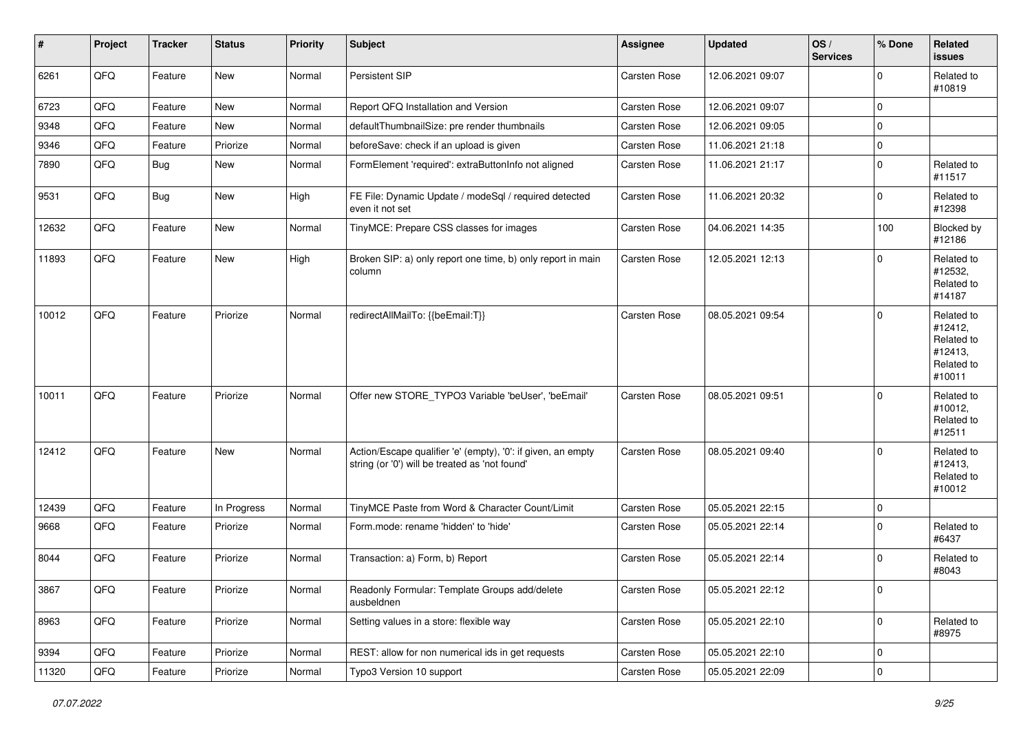| # | Project | Tracker | Status | Priority | Subject | Assignee | Updated | OS / Services | % Done | Related issues |
|---|---|---|---|---|---|---|---|---|---|---|
| 6261 | QFQ | Feature | New | Normal | Persistent SIP | Carsten Rose | 12.06.2021 09:07 | | 0 | Related to #10819 |
| 6723 | QFQ | Feature | New | Normal | Report QFQ Installation and Version | Carsten Rose | 12.06.2021 09:07 | | 0 | |
| 9348 | QFQ | Feature | New | Normal | defaultThumbnailSize: pre render thumbnails | Carsten Rose | 12.06.2021 09:05 | | 0 | |
| 9346 | QFQ | Feature | Priorize | Normal | beforeSave: check if an upload is given | Carsten Rose | 11.06.2021 21:18 | | 0 | |
| 7890 | QFQ | Bug | New | Normal | FormElement 'required': extraButtonInfo not aligned | Carsten Rose | 11.06.2021 21:17 | | 0 | Related to #11517 |
| 9531 | QFQ | Bug | New | High | FE File: Dynamic Update / modeSql / required detected even it not set | Carsten Rose | 11.06.2021 20:32 | | 0 | Related to #12398 |
| 12632 | QFQ | Feature | New | Normal | TinyMCE: Prepare CSS classes for images | Carsten Rose | 04.06.2021 14:35 | | 100 | Blocked by #12186 |
| 11893 | QFQ | Feature | New | High | Broken SIP: a) only report one time, b) only report in main column | Carsten Rose | 12.05.2021 12:13 | | 0 | Related to #12532, Related to #14187 |
| 10012 | QFQ | Feature | Priorize | Normal | redirectAllMailTo: {{beEmail:T}} | Carsten Rose | 08.05.2021 09:54 | | 0 | Related to #12412, Related to #12413, Related to #10011 |
| 10011 | QFQ | Feature | Priorize | Normal | Offer new STORE_TYPO3 Variable 'beUser', 'beEmail' | Carsten Rose | 08.05.2021 09:51 | | 0 | Related to #10012, Related to #12511 |
| 12412 | QFQ | Feature | New | Normal | Action/Escape qualifier 'e' (empty), '0': if given, an empty string (or '0') will be treated as 'not found' | Carsten Rose | 08.05.2021 09:40 | | 0 | Related to #12413, Related to #10012 |
| 12439 | QFQ | Feature | In Progress | Normal | TinyMCE Paste from Word & Character Count/Limit | Carsten Rose | 05.05.2021 22:15 | | 0 | |
| 9668 | QFQ | Feature | Priorize | Normal | Form.mode: rename 'hidden' to 'hide' | Carsten Rose | 05.05.2021 22:14 | | 0 | Related to #6437 |
| 8044 | QFQ | Feature | Priorize | Normal | Transaction: a) Form, b) Report | Carsten Rose | 05.05.2021 22:14 | | 0 | Related to #8043 |
| 3867 | QFQ | Feature | Priorize | Normal | Readonly Formular: Template Groups add/delete ausbeldnen | Carsten Rose | 05.05.2021 22:12 | | 0 | |
| 8963 | QFQ | Feature | Priorize | Normal | Setting values in a store: flexible way | Carsten Rose | 05.05.2021 22:10 | | 0 | Related to #8975 |
| 9394 | QFQ | Feature | Priorize | Normal | REST: allow for non numerical ids in get requests | Carsten Rose | 05.05.2021 22:10 | | 0 | |
| 11320 | QFQ | Feature | Priorize | Normal | Typo3 Version 10 support | Carsten Rose | 05.05.2021 22:09 | | 0 | |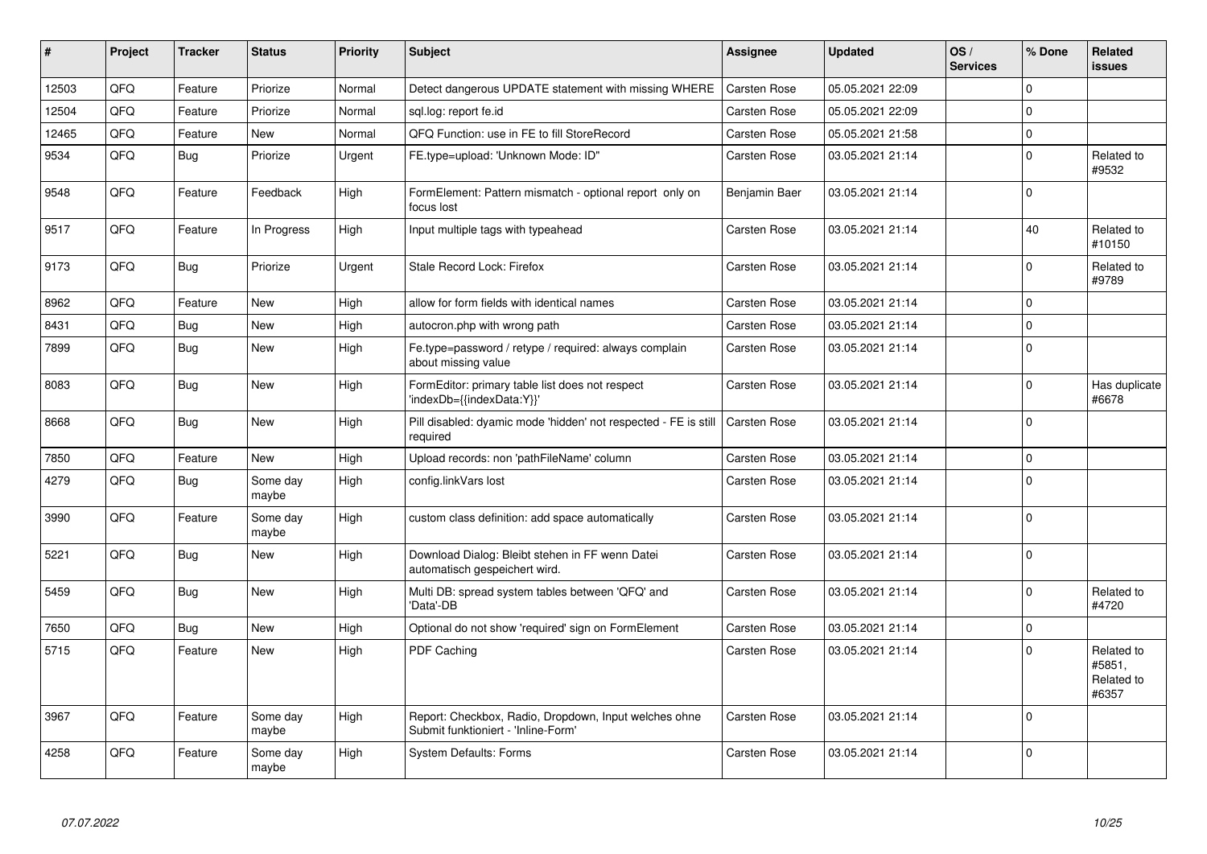| # | Project | Tracker | Status | Priority | Subject | Assignee | Updated | OS / Services | % Done | Related issues |
|---|---|---|---|---|---|---|---|---|---|---|
| 12503 | QFQ | Feature | Priorize | Normal | Detect dangerous UPDATE statement with missing WHERE | Carsten Rose | 05.05.2021 22:09 | | 0 | |
| 12504 | QFQ | Feature | Priorize | Normal | sql.log: report fe.id | Carsten Rose | 05.05.2021 22:09 | | 0 | |
| 12465 | QFQ | Feature | New | Normal | QFQ Function: use in FE to fill StoreRecord | Carsten Rose | 05.05.2021 21:58 | | 0 | |
| 9534 | QFQ | Bug | Priorize | Urgent | FE.type=upload: 'Unknown Mode: ID" | Carsten Rose | 03.05.2021 21:14 | | 0 | Related to #9532 |
| 9548 | QFQ | Feature | Feedback | High | FormElement: Pattern mismatch - optional report only on focus lost | Benjamin Baer | 03.05.2021 21:14 | | 0 | |
| 9517 | QFQ | Feature | In Progress | High | Input multiple tags with typeahead | Carsten Rose | 03.05.2021 21:14 | | 40 | Related to #10150 |
| 9173 | QFQ | Bug | Priorize | Urgent | Stale Record Lock: Firefox | Carsten Rose | 03.05.2021 21:14 | | 0 | Related to #9789 |
| 8962 | QFQ | Feature | New | High | allow for form fields with identical names | Carsten Rose | 03.05.2021 21:14 | | 0 | |
| 8431 | QFQ | Bug | New | High | autocron.php with wrong path | Carsten Rose | 03.05.2021 21:14 | | 0 | |
| 7899 | QFQ | Bug | New | High | Fe.type=password / retype / required: always complain about missing value | Carsten Rose | 03.05.2021 21:14 | | 0 | |
| 8083 | QFQ | Bug | New | High | FormEditor: primary table list does not respect 'indexDb={{indexData:Y}}' | Carsten Rose | 03.05.2021 21:14 | | 0 | Has duplicate #6678 |
| 8668 | QFQ | Bug | New | High | Pill disabled: dyamic mode 'hidden' not respected - FE is still required | Carsten Rose | 03.05.2021 21:14 | | 0 | |
| 7850 | QFQ | Feature | New | High | Upload records: non 'pathFileName' column | Carsten Rose | 03.05.2021 21:14 | | 0 | |
| 4279 | QFQ | Bug | Some day maybe | High | config.linkVars lost | Carsten Rose | 03.05.2021 21:14 | | 0 | |
| 3990 | QFQ | Feature | Some day maybe | High | custom class definition: add space automatically | Carsten Rose | 03.05.2021 21:14 | | 0 | |
| 5221 | QFQ | Bug | New | High | Download Dialog: Bleibt stehen in FF wenn Datei automatisch gespeichert wird. | Carsten Rose | 03.05.2021 21:14 | | 0 | |
| 5459 | QFQ | Bug | New | High | Multi DB: spread system tables between 'QFQ' and 'Data'-DB | Carsten Rose | 03.05.2021 21:14 | | 0 | Related to #4720 |
| 7650 | QFQ | Bug | New | High | Optional do not show 'required' sign on FormElement | Carsten Rose | 03.05.2021 21:14 | | 0 | |
| 5715 | QFQ | Feature | New | High | PDF Caching | Carsten Rose | 03.05.2021 21:14 | | 0 | Related to #5851, Related to #6357 |
| 3967 | QFQ | Feature | Some day maybe | High | Report: Checkbox, Radio, Dropdown, Input welches ohne Submit funktioniert - 'Inline-Form' | Carsten Rose | 03.05.2021 21:14 | | 0 | |
| 4258 | QFQ | Feature | Some day maybe | High | System Defaults: Forms | Carsten Rose | 03.05.2021 21:14 | | 0 | |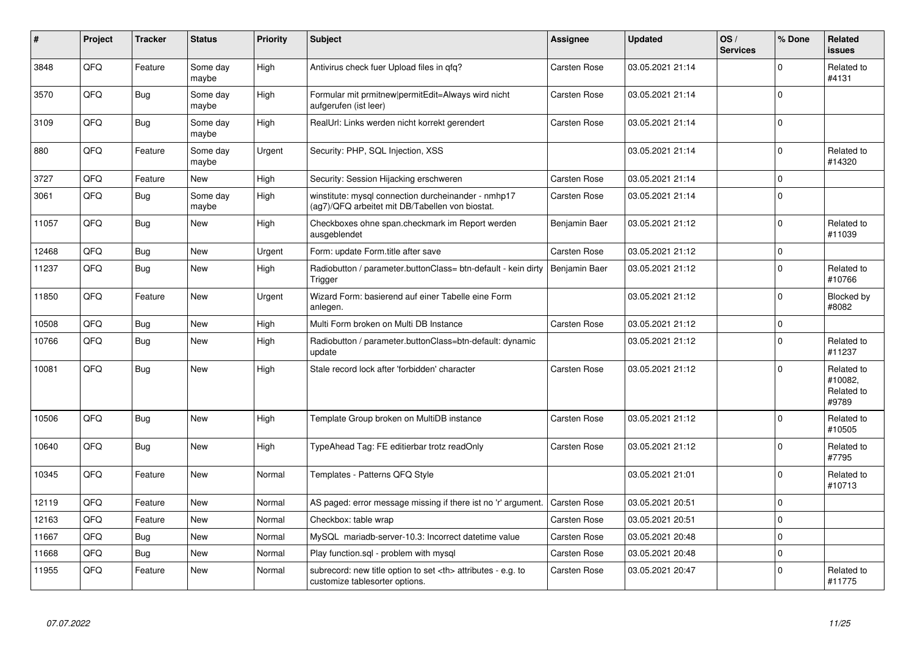| # | Project | Tracker | Status | Priority | Subject | Assignee | Updated | OS / Services | % Done | Related issues |
|---|---|---|---|---|---|---|---|---|---|---|
| 3848 | QFQ | Feature | Some day maybe | High | Antivirus check fuer Upload files in qfq? | Carsten Rose | 03.05.2021 21:14 | | 0 | Related to #4131 |
| 3570 | QFQ | Bug | Some day maybe | High | Formular mit prmitnew\|permitEdit=Always wird nicht aufgerufen (ist leer) | Carsten Rose | 03.05.2021 21:14 | | 0 | |
| 3109 | QFQ | Bug | Some day maybe | High | RealUrl: Links werden nicht korrekt gerendert | Carsten Rose | 03.05.2021 21:14 | | 0 | |
| 880 | QFQ | Feature | Some day maybe | Urgent | Security: PHP, SQL Injection, XSS | | 03.05.2021 21:14 | | 0 | Related to #14320 |
| 3727 | QFQ | Feature | New | High | Security: Session Hijacking erschweren | Carsten Rose | 03.05.2021 21:14 | | 0 | |
| 3061 | QFQ | Bug | Some day maybe | High | winstitute: mysql connection durcheinander - nmhp17 (ag7)/QFQ arbeitet mit DB/Tabellen von biostat. | Carsten Rose | 03.05.2021 21:14 | | 0 | |
| 11057 | QFQ | Bug | New | High | Checkboxes ohne span.checkmark im Report werden ausgeblendet | Benjamin Baer | 03.05.2021 21:12 | | 0 | Related to #11039 |
| 12468 | QFQ | Bug | New | Urgent | Form: update Form.title after save | Carsten Rose | 03.05.2021 21:12 | | 0 | |
| 11237 | QFQ | Bug | New | High | Radiobutton / parameter.buttonClass= btn-default - kein dirty Trigger | Benjamin Baer | 03.05.2021 21:12 | | 0 | Related to #10766 |
| 11850 | QFQ | Feature | New | Urgent | Wizard Form: basierend auf einer Tabelle eine Form anlegen. | | 03.05.2021 21:12 | | 0 | Blocked by #8082 |
| 10508 | QFQ | Bug | New | High | Multi Form broken on Multi DB Instance | Carsten Rose | 03.05.2021 21:12 | | 0 | |
| 10766 | QFQ | Bug | New | High | Radiobutton / parameter.buttonClass=btn-default: dynamic update | | 03.05.2021 21:12 | | 0 | Related to #11237 |
| 10081 | QFQ | Bug | New | High | Stale record lock after 'forbidden' character | Carsten Rose | 03.05.2021 21:12 | | 0 | Related to #10082, Related to #9789 |
| 10506 | QFQ | Bug | New | High | Template Group broken on MultiDB instance | Carsten Rose | 03.05.2021 21:12 | | 0 | Related to #10505 |
| 10640 | QFQ | Bug | New | High | TypeAhead Tag: FE editierbar trotz readOnly | Carsten Rose | 03.05.2021 21:12 | | 0 | Related to #7795 |
| 10345 | QFQ | Feature | New | Normal | Templates - Patterns QFQ Style | | 03.05.2021 21:01 | | 0 | Related to #10713 |
| 12119 | QFQ | Feature | New | Normal | AS paged: error message missing if there ist no 'r' argument. | Carsten Rose | 03.05.2021 20:51 | | 0 | |
| 12163 | QFQ | Feature | New | Normal | Checkbox: table wrap | Carsten Rose | 03.05.2021 20:51 | | 0 | |
| 11667 | QFQ | Bug | New | Normal | MySQL mariadb-server-10.3: Incorrect datetime value | Carsten Rose | 03.05.2021 20:48 | | 0 | |
| 11668 | QFQ | Bug | New | Normal | Play function.sql - problem with mysql | Carsten Rose | 03.05.2021 20:48 | | 0 | |
| 11955 | QFQ | Feature | New | Normal | subrecord: new title option to set <th> attributes - e.g. to customize tablesorter options. | Carsten Rose | 03.05.2021 20:47 | | 0 | Related to #11775 |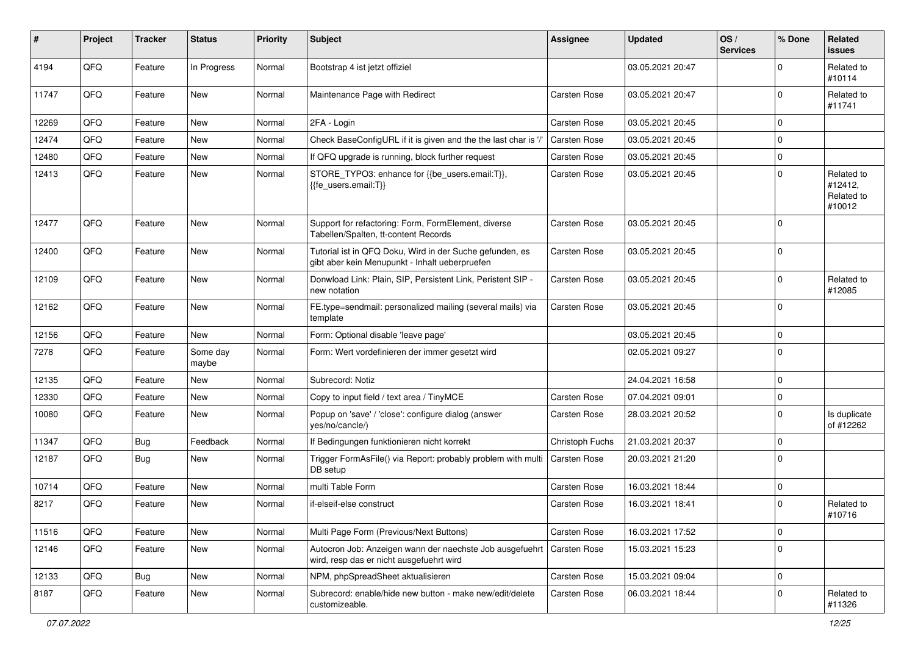| # | Project | Tracker | Status | Priority | Subject | Assignee | Updated | OS / Services | % Done | Related issues |
|---|---|---|---|---|---|---|---|---|---|---|
| 4194 | QFQ | Feature | In Progress | Normal | Bootstrap 4 ist jetzt offiziel | | 03.05.2021 20:47 | | 0 | Related to #10114 |
| 11747 | QFQ | Feature | New | Normal | Maintenance Page with Redirect | Carsten Rose | 03.05.2021 20:47 | | 0 | Related to #11741 |
| 12269 | QFQ | Feature | New | Normal | 2FA - Login | Carsten Rose | 03.05.2021 20:45 | | 0 | |
| 12474 | QFQ | Feature | New | Normal | Check BaseConfigURL if it is given and the the last char is '/' | Carsten Rose | 03.05.2021 20:45 | | 0 | |
| 12480 | QFQ | Feature | New | Normal | If QFQ upgrade is running, block further request | Carsten Rose | 03.05.2021 20:45 | | 0 | |
| 12413 | QFQ | Feature | New | Normal | STORE_TYPO3: enhance for {{be_users.email:T}}, {{fe_users.email:T}} | Carsten Rose | 03.05.2021 20:45 | | 0 | Related to #12412, Related to #10012 |
| 12477 | QFQ | Feature | New | Normal | Support for refactoring: Form, FormElement, diverse Tabellen/Spalten, tt-content Records | Carsten Rose | 03.05.2021 20:45 | | 0 | |
| 12400 | QFQ | Feature | New | Normal | Tutorial ist in QFQ Doku, Wird in der Suche gefunden, es gibt aber kein Menupunkt - Inhalt ueberpruefen | Carsten Rose | 03.05.2021 20:45 | | 0 | |
| 12109 | QFQ | Feature | New | Normal | Donwload Link: Plain, SIP, Persistent Link, Peristent SIP - new notation | Carsten Rose | 03.05.2021 20:45 | | 0 | Related to #12085 |
| 12162 | QFQ | Feature | New | Normal | FE.type=sendmail: personalized mailing (several mails) via template | Carsten Rose | 03.05.2021 20:45 | | 0 | |
| 12156 | QFQ | Feature | New | Normal | Form: Optional disable 'leave page' | | 03.05.2021 20:45 | | 0 | |
| 7278 | QFQ | Feature | Some day maybe | Normal | Form: Wert vordefinieren der immer gesetzt wird | | 02.05.2021 09:27 | | 0 | |
| 12135 | QFQ | Feature | New | Normal | Subrecord: Notiz | | 24.04.2021 16:58 | | 0 | |
| 12330 | QFQ | Feature | New | Normal | Copy to input field / text area / TinyMCE | Carsten Rose | 07.04.2021 09:01 | | 0 | |
| 10080 | QFQ | Feature | New | Normal | Popup on 'save' / 'close': configure dialog (answer yes/no/cancle/) | Carsten Rose | 28.03.2021 20:52 | | 0 | Is duplicate of #12262 |
| 11347 | QFQ | Bug | Feedback | Normal | If Bedingungen funktionieren nicht korrekt | Christoph Fuchs | 21.03.2021 20:37 | | 0 | |
| 12187 | QFQ | Bug | New | Normal | Trigger FormAsFile() via Report: probably problem with multi DB setup | Carsten Rose | 20.03.2021 21:20 | | 0 | |
| 10714 | QFQ | Feature | New | Normal | multi Table Form | Carsten Rose | 16.03.2021 18:44 | | 0 | |
| 8217 | QFQ | Feature | New | Normal | if-elseif-else construct | Carsten Rose | 16.03.2021 18:41 | | 0 | Related to #10716 |
| 11516 | QFQ | Feature | New | Normal | Multi Page Form (Previous/Next Buttons) | Carsten Rose | 16.03.2021 17:52 | | 0 | |
| 12146 | QFQ | Feature | New | Normal | Autocron Job: Anzeigen wann der naechste Job ausgefuehrt wird, resp das er nicht ausgefuehrt wird | Carsten Rose | 15.03.2021 15:23 | | 0 | |
| 12133 | QFQ | Bug | New | Normal | NPM, phpSpreadSheet aktualisieren | Carsten Rose | 15.03.2021 09:04 | | 0 | |
| 8187 | QFQ | Feature | New | Normal | Subrecord: enable/hide new button - make new/edit/delete customizeable. | Carsten Rose | 06.03.2021 18:44 | | 0 | Related to #11326 |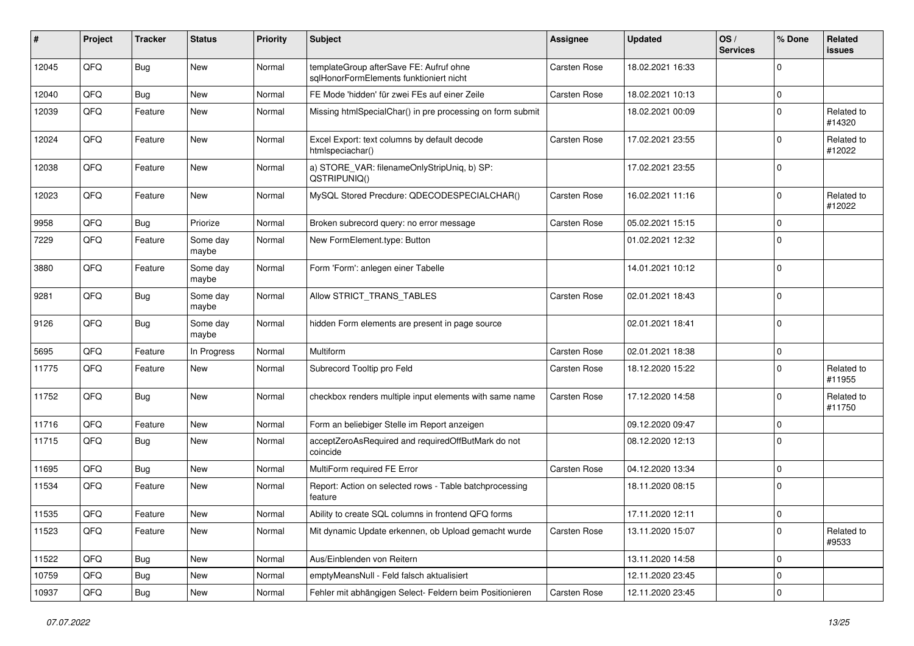| # | Project | Tracker | Status | Priority | Subject | Assignee | Updated | OS / Services | % Done | Related issues |
|---|---|---|---|---|---|---|---|---|---|---|
| 12045 | QFQ | Bug | New | Normal | templateGroup afterSave FE: Aufruf ohne sqlHonorFormElements funktioniert nicht | Carsten Rose | 18.02.2021 16:33 | | 0 | |
| 12040 | QFQ | Bug | New | Normal | FE Mode 'hidden' für zwei FEs auf einer Zeile | Carsten Rose | 18.02.2021 10:13 | | 0 | |
| 12039 | QFQ | Feature | New | Normal | Missing htmlSpecialChar() in pre processing on form submit | | 18.02.2021 00:09 | | 0 | Related to #14320 |
| 12024 | QFQ | Feature | New | Normal | Excel Export: text columns by default decode htmlspeciachar() | Carsten Rose | 17.02.2021 23:55 | | 0 | Related to #12022 |
| 12038 | QFQ | Feature | New | Normal | a) STORE_VAR: filenameOnlyStripUniq, b) SP: QSTRIPUNIQ() | | 17.02.2021 23:55 | | 0 | |
| 12023 | QFQ | Feature | New | Normal | MySQL Stored Precdure: QDECODESPECIALCHAR() | Carsten Rose | 16.02.2021 11:16 | | 0 | Related to #12022 |
| 9958 | QFQ | Bug | Priorize | Normal | Broken subrecord query: no error message | Carsten Rose | 05.02.2021 15:15 | | 0 | |
| 7229 | QFQ | Feature | Some day maybe | Normal | New FormElement.type: Button | | 01.02.2021 12:32 | | 0 | |
| 3880 | QFQ | Feature | Some day maybe | Normal | Form 'Form': anlegen einer Tabelle | | 14.01.2021 10:12 | | 0 | |
| 9281 | QFQ | Bug | Some day maybe | Normal | Allow STRICT_TRANS_TABLES | Carsten Rose | 02.01.2021 18:43 | | 0 | |
| 9126 | QFQ | Bug | Some day maybe | Normal | hidden Form elements are present in page source | | 02.01.2021 18:41 | | 0 | |
| 5695 | QFQ | Feature | In Progress | Normal | Multiform | Carsten Rose | 02.01.2021 18:38 | | 0 | |
| 11775 | QFQ | Feature | New | Normal | Subrecord Tooltip pro Feld | Carsten Rose | 18.12.2020 15:22 | | 0 | Related to #11955 |
| 11752 | QFQ | Bug | New | Normal | checkbox renders multiple input elements with same name | Carsten Rose | 17.12.2020 14:58 | | 0 | Related to #11750 |
| 11716 | QFQ | Feature | New | Normal | Form an beliebiger Stelle im Report anzeigen | | 09.12.2020 09:47 | | 0 | |
| 11715 | QFQ | Bug | New | Normal | acceptZeroAsRequired and requiredOffButMark do not coincide | | 08.12.2020 12:13 | | 0 | |
| 11695 | QFQ | Bug | New | Normal | MultiForm required FE Error | Carsten Rose | 04.12.2020 13:34 | | 0 | |
| 11534 | QFQ | Feature | New | Normal | Report: Action on selected rows - Table batchprocessing feature | | 18.11.2020 08:15 | | 0 | |
| 11535 | QFQ | Feature | New | Normal | Ability to create SQL columns in frontend QFQ forms | | 17.11.2020 12:11 | | 0 | |
| 11523 | QFQ | Feature | New | Normal | Mit dynamic Update erkennen, ob Upload gemacht wurde | Carsten Rose | 13.11.2020 15:07 | | 0 | Related to #9533 |
| 11522 | QFQ | Bug | New | Normal | Aus/Einblenden von Reitern | | 13.11.2020 14:58 | | 0 | |
| 10759 | QFQ | Bug | New | Normal | emptyMeansNull - Feld falsch aktualisiert | | 12.11.2020 23:45 | | 0 | |
| 10937 | QFQ | Bug | New | Normal | Fehler mit abhängigen Select- Feldern beim Positionieren | Carsten Rose | 12.11.2020 23:45 | | 0 | |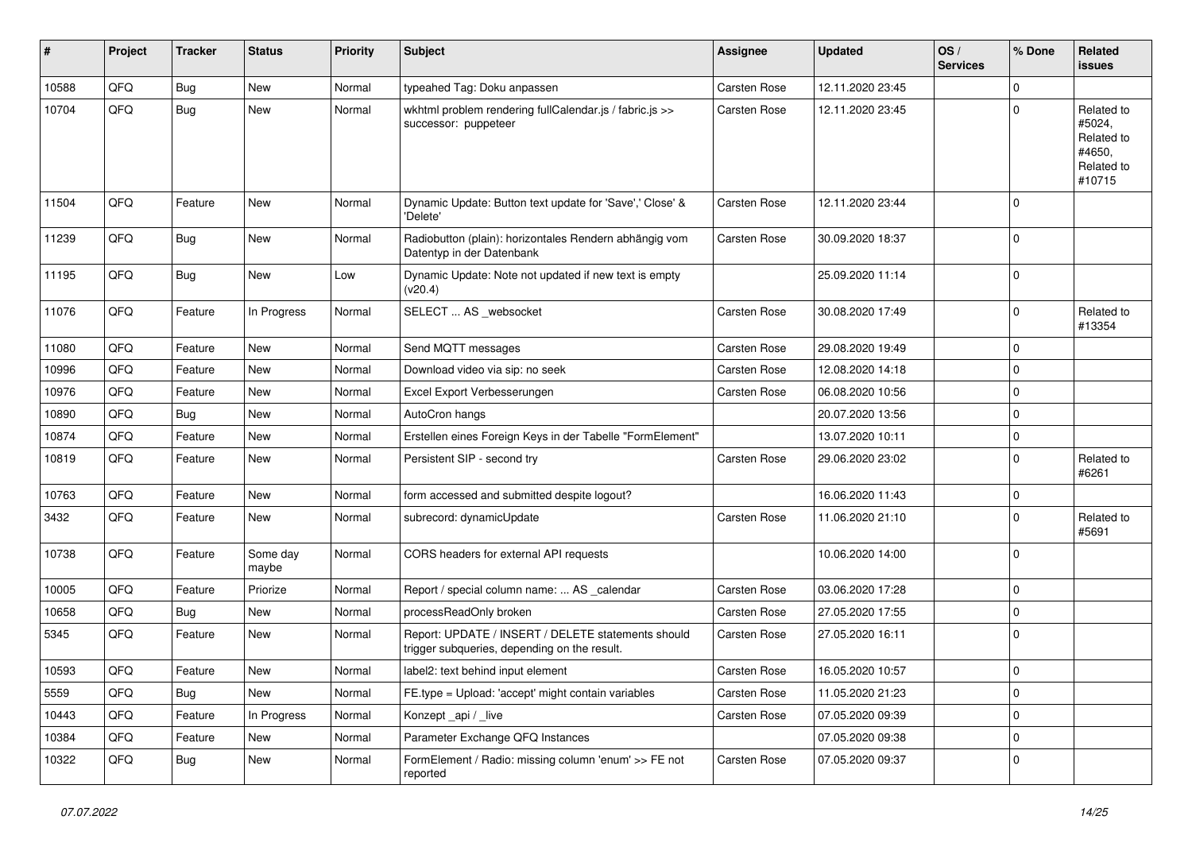| # | Project | Tracker | Status | Priority | Subject | Assignee | Updated | OS / Services | % Done | Related issues |
|---|---|---|---|---|---|---|---|---|---|---|
| 10588 | QFQ | Bug | New | Normal | typeahed Tag: Doku anpassen | Carsten Rose | 12.11.2020 23:45 | | 0 | |
| 10704 | QFQ | Bug | New | Normal | wkhtml problem rendering fullCalendar.js / fabric.js >> successor: puppeteer | Carsten Rose | 12.11.2020 23:45 | | 0 | Related to #5024, Related to #4650, Related to #10715 |
| 11504 | QFQ | Feature | New | Normal | Dynamic Update: Button text update for 'Save',' Close' & 'Delete' | Carsten Rose | 12.11.2020 23:44 | | 0 | |
| 11239 | QFQ | Bug | New | Normal | Radiobutton (plain): horizontales Rendern abhängig vom Datentyp in der Datenbank | Carsten Rose | 30.09.2020 18:37 | | 0 | |
| 11195 | QFQ | Bug | New | Low | Dynamic Update: Note not updated if new text is empty (v20.4) | | 25.09.2020 11:14 | | 0 | |
| 11076 | QFQ | Feature | In Progress | Normal | SELECT ... AS _websocket | Carsten Rose | 30.08.2020 17:49 | | 0 | Related to #13354 |
| 11080 | QFQ | Feature | New | Normal | Send MQTT messages | Carsten Rose | 29.08.2020 19:49 | | 0 | |
| 10996 | QFQ | Feature | New | Normal | Download video via sip: no seek | Carsten Rose | 12.08.2020 14:18 | | 0 | |
| 10976 | QFQ | Feature | New | Normal | Excel Export Verbesserungen | Carsten Rose | 06.08.2020 10:56 | | 0 | |
| 10890 | QFQ | Bug | New | Normal | AutoCron hangs | | 20.07.2020 13:56 | | 0 | |
| 10874 | QFQ | Feature | New | Normal | Erstellen eines Foreign Keys in der Tabelle "FormElement" | | 13.07.2020 10:11 | | 0 | |
| 10819 | QFQ | Feature | New | Normal | Persistent SIP - second try | Carsten Rose | 29.06.2020 23:02 | | 0 | Related to #6261 |
| 10763 | QFQ | Feature | New | Normal | form accessed and submitted despite logout? | | 16.06.2020 11:43 | | 0 | |
| 3432 | QFQ | Feature | New | Normal | subrecord: dynamicUpdate | Carsten Rose | 11.06.2020 21:10 | | 0 | Related to #5691 |
| 10738 | QFQ | Feature | Some day maybe | Normal | CORS headers for external API requests | | 10.06.2020 14:00 | | 0 | |
| 10005 | QFQ | Feature | Priorize | Normal | Report / special column name: ... AS _calendar | Carsten Rose | 03.06.2020 17:28 | | 0 | |
| 10658 | QFQ | Bug | New | Normal | processReadOnly broken | Carsten Rose | 27.05.2020 17:55 | | 0 | |
| 5345 | QFQ | Feature | New | Normal | Report: UPDATE / INSERT / DELETE statements should trigger subqueries, depending on the result. | Carsten Rose | 27.05.2020 16:11 | | 0 | |
| 10593 | QFQ | Feature | New | Normal | label2: text behind input element | Carsten Rose | 16.05.2020 10:57 | | 0 | |
| 5559 | QFQ | Bug | New | Normal | FE.type = Upload: 'accept' might contain variables | Carsten Rose | 11.05.2020 21:23 | | 0 | |
| 10443 | QFQ | Feature | In Progress | Normal | Konzept _api / _live | Carsten Rose | 07.05.2020 09:39 | | 0 | |
| 10384 | QFQ | Feature | New | Normal | Parameter Exchange QFQ Instances | | 07.05.2020 09:38 | | 0 | |
| 10322 | QFQ | Bug | New | Normal | FormElement / Radio: missing column 'enum' >> FE not reported | Carsten Rose | 07.05.2020 09:37 | | 0 | |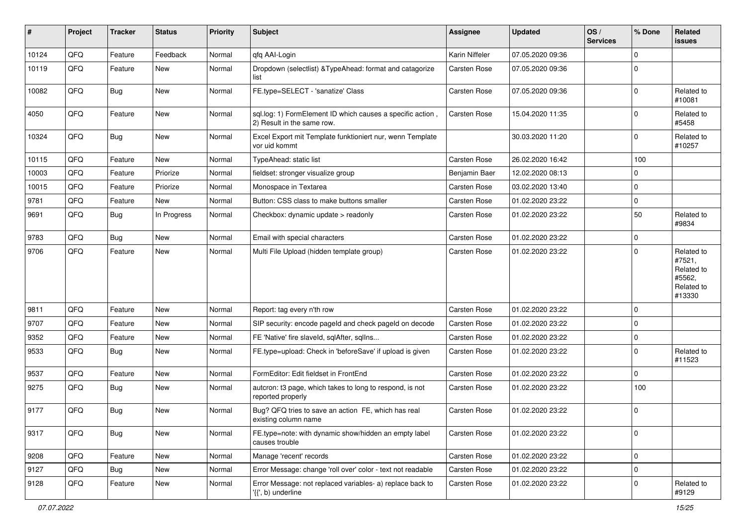| # | Project | Tracker | Status | Priority | Subject | Assignee | Updated | OS / Services | % Done | Related issues |
|---|---|---|---|---|---|---|---|---|---|---|
| 10124 | QFQ | Feature | Feedback | Normal | qfq AAI-Login | Karin Niffeler | 07.05.2020 09:36 | | 0 | |
| 10119 | QFQ | Feature | New | Normal | Dropdown (selectlist) &TypeAhead: format and catagorize list | Carsten Rose | 07.05.2020 09:36 | | 0 | |
| 10082 | QFQ | Bug | New | Normal | FE.type=SELECT - 'sanatize' Class | Carsten Rose | 07.05.2020 09:36 | | 0 | Related to #10081 |
| 4050 | QFQ | Feature | New | Normal | sql.log: 1) FormElement ID which causes a specific action , 2) Result in the same row. | Carsten Rose | 15.04.2020 11:35 | | 0 | Related to #5458 |
| 10324 | QFQ | Bug | New | Normal | Excel Export mit Template funktioniert nur, wenn Template vor uid kommt | | 30.03.2020 11:20 | | 0 | Related to #10257 |
| 10115 | QFQ | Feature | New | Normal | TypeAhead: static list | Carsten Rose | 26.02.2020 16:42 | | 100 | |
| 10003 | QFQ | Feature | Priorize | Normal | fieldset: stronger visualize group | Benjamin Baer | 12.02.2020 08:13 | | 0 | |
| 10015 | QFQ | Feature | Priorize | Normal | Monospace in Textarea | Carsten Rose | 03.02.2020 13:40 | | 0 | |
| 9781 | QFQ | Feature | New | Normal | Button: CSS class to make buttons smaller | Carsten Rose | 01.02.2020 23:22 | | 0 | |
| 9691 | QFQ | Bug | In Progress | Normal | Checkbox: dynamic update > readonly | Carsten Rose | 01.02.2020 23:22 | | 50 | Related to #9834 |
| 9783 | QFQ | Bug | New | Normal | Email with special characters | Carsten Rose | 01.02.2020 23:22 | | 0 | |
| 9706 | QFQ | Feature | New | Normal | Multi File Upload (hidden template group) | Carsten Rose | 01.02.2020 23:22 | | 0 | Related to #7521, Related to #5562, Related to #13330 |
| 9811 | QFQ | Feature | New | Normal | Report: tag every n'th row | Carsten Rose | 01.02.2020 23:22 | | 0 | |
| 9707 | QFQ | Feature | New | Normal | SIP security: encode pageId and check pageId on decode | Carsten Rose | 01.02.2020 23:22 | | 0 | |
| 9352 | QFQ | Feature | New | Normal | FE 'Native' fire slaveId, sqlAfter, sqlIns... | Carsten Rose | 01.02.2020 23:22 | | 0 | |
| 9533 | QFQ | Bug | New | Normal | FE.type=upload: Check in 'beforeSave' if upload is given | Carsten Rose | 01.02.2020 23:22 | | 0 | Related to #11523 |
| 9537 | QFQ | Feature | New | Normal | FormEditor: Edit fieldset in FrontEnd | Carsten Rose | 01.02.2020 23:22 | | 0 | |
| 9275 | QFQ | Bug | New | Normal | autcron: t3 page, which takes to long to respond, is not reported properly | Carsten Rose | 01.02.2020 23:22 | | 100 | |
| 9177 | QFQ | Bug | New | Normal | Bug? QFQ tries to save an action FE, which has real existing column name | Carsten Rose | 01.02.2020 23:22 | | 0 | |
| 9317 | QFQ | Bug | New | Normal | FE.type=note: with dynamic show/hidden an empty label causes trouble | Carsten Rose | 01.02.2020 23:22 | | 0 | |
| 9208 | QFQ | Feature | New | Normal | Manage 'recent' records | Carsten Rose | 01.02.2020 23:22 | | 0 | |
| 9127 | QFQ | Bug | New | Normal | Error Message: change 'roll over' color - text not readable | Carsten Rose | 01.02.2020 23:22 | | 0 | |
| 9128 | QFQ | Feature | New | Normal | Error Message: not replaced variables- a) replace back to '{{', b) underline | Carsten Rose | 01.02.2020 23:22 | | 0 | Related to #9129 |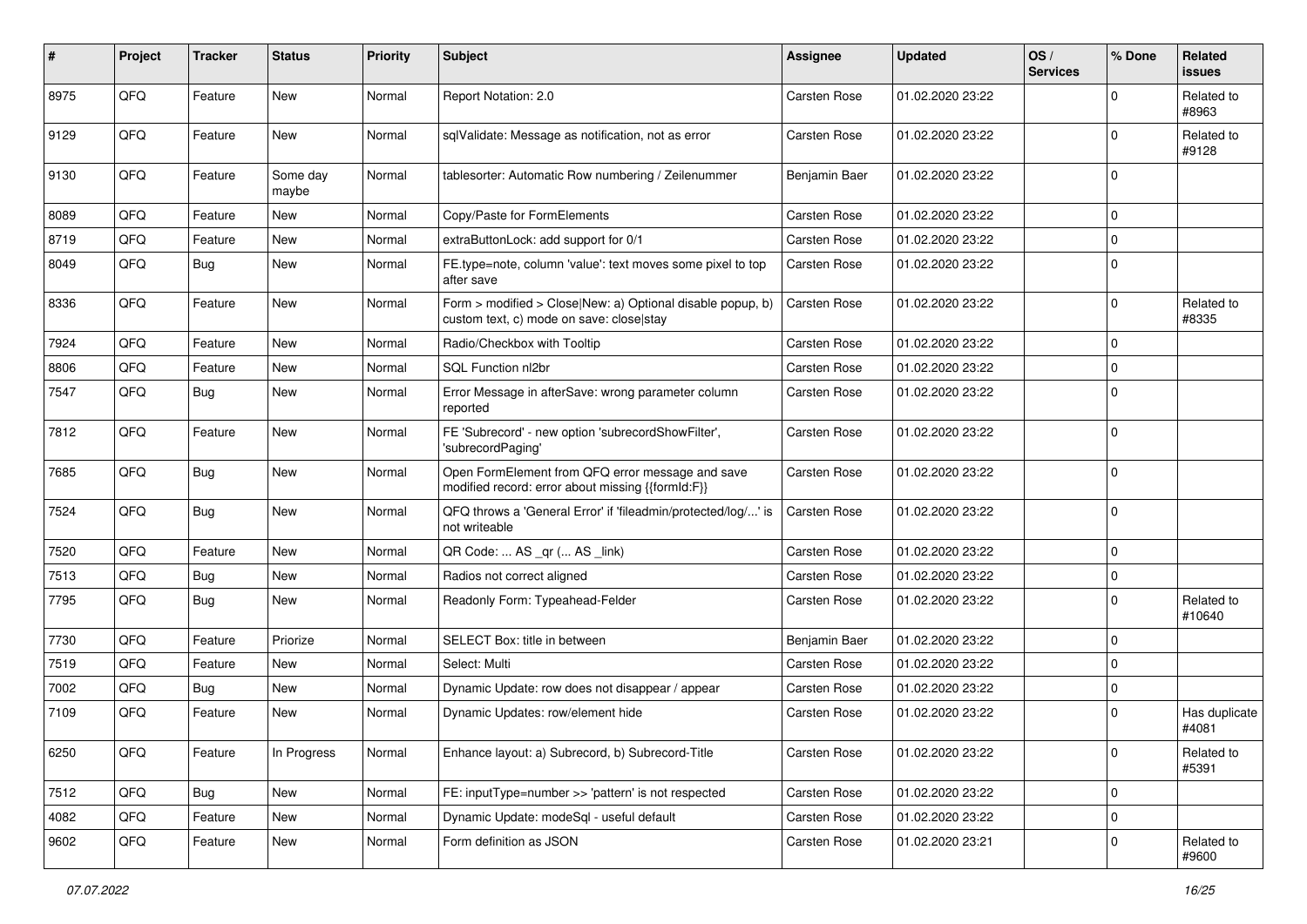| # | Project | Tracker | Status | Priority | Subject | Assignee | Updated | OS / Services | % Done | Related issues |
|---|---|---|---|---|---|---|---|---|---|---|
| 8975 | QFQ | Feature | New | Normal | Report Notation: 2.0 | Carsten Rose | 01.02.2020 23:22 | | 0 | Related to #8963 |
| 9129 | QFQ | Feature | New | Normal | sqlValidate: Message as notification, not as error | Carsten Rose | 01.02.2020 23:22 | | 0 | Related to #9128 |
| 9130 | QFQ | Feature | Some day maybe | Normal | tablesorter: Automatic Row numbering / Zeilenummer | Benjamin Baer | 01.02.2020 23:22 | | 0 | |
| 8089 | QFQ | Feature | New | Normal | Copy/Paste for FormElements | Carsten Rose | 01.02.2020 23:22 | | 0 | |
| 8719 | QFQ | Feature | New | Normal | extraButtonLock: add support for 0/1 | Carsten Rose | 01.02.2020 23:22 | | 0 | |
| 8049 | QFQ | Bug | New | Normal | FE.type=note, column 'value': text moves some pixel to top after save | Carsten Rose | 01.02.2020 23:22 | | 0 | |
| 8336 | QFQ | Feature | New | Normal | Form > modified > Close\|New: a) Optional disable popup, b) custom text, c) mode on save: close\|stay | Carsten Rose | 01.02.2020 23:22 | | 0 | Related to #8335 |
| 7924 | QFQ | Feature | New | Normal | Radio/Checkbox with Tooltip | Carsten Rose | 01.02.2020 23:22 | | 0 | |
| 8806 | QFQ | Feature | New | Normal | SQL Function nl2br | Carsten Rose | 01.02.2020 23:22 | | 0 | |
| 7547 | QFQ | Bug | New | Normal | Error Message in afterSave: wrong parameter column reported | Carsten Rose | 01.02.2020 23:22 | | 0 | |
| 7812 | QFQ | Feature | New | Normal | FE 'Subrecord' - new option 'subrecordShowFilter', 'subrecordPaging' | Carsten Rose | 01.02.2020 23:22 | | 0 | |
| 7685 | QFQ | Bug | New | Normal | Open FormElement from QFQ error message and save modified record: error about missing {{formId:F}} | Carsten Rose | 01.02.2020 23:22 | | 0 | |
| 7524 | QFQ | Bug | New | Normal | QFQ throws a 'General Error' if 'fileadmin/protected/log/...' is not writeable | Carsten Rose | 01.02.2020 23:22 | | 0 | |
| 7520 | QFQ | Feature | New | Normal | QR Code: ... AS _qr (... AS _link) | Carsten Rose | 01.02.2020 23:22 | | 0 | |
| 7513 | QFQ | Bug | New | Normal | Radios not correct aligned | Carsten Rose | 01.02.2020 23:22 | | 0 | |
| 7795 | QFQ | Bug | New | Normal | Readonly Form: Typeahead-Felder | Carsten Rose | 01.02.2020 23:22 | | 0 | Related to #10640 |
| 7730 | QFQ | Feature | Priorize | Normal | SELECT Box: title in between | Benjamin Baer | 01.02.2020 23:22 | | 0 | |
| 7519 | QFQ | Feature | New | Normal | Select: Multi | Carsten Rose | 01.02.2020 23:22 | | 0 | |
| 7002 | QFQ | Bug | New | Normal | Dynamic Update: row does not disappear / appear | Carsten Rose | 01.02.2020 23:22 | | 0 | |
| 7109 | QFQ | Feature | New | Normal | Dynamic Updates: row/element hide | Carsten Rose | 01.02.2020 23:22 | | 0 | Has duplicate #4081 |
| 6250 | QFQ | Feature | In Progress | Normal | Enhance layout: a) Subrecord, b) Subrecord-Title | Carsten Rose | 01.02.2020 23:22 | | 0 | Related to #5391 |
| 7512 | QFQ | Bug | New | Normal | FE: inputType=number >> 'pattern' is not respected | Carsten Rose | 01.02.2020 23:22 | | 0 | |
| 4082 | QFQ | Feature | New | Normal | Dynamic Update: modeSql - useful default | Carsten Rose | 01.02.2020 23:22 | | 0 | |
| 9602 | QFQ | Feature | New | Normal | Form definition as JSON | Carsten Rose | 01.02.2020 23:21 | | 0 | Related to #9600 |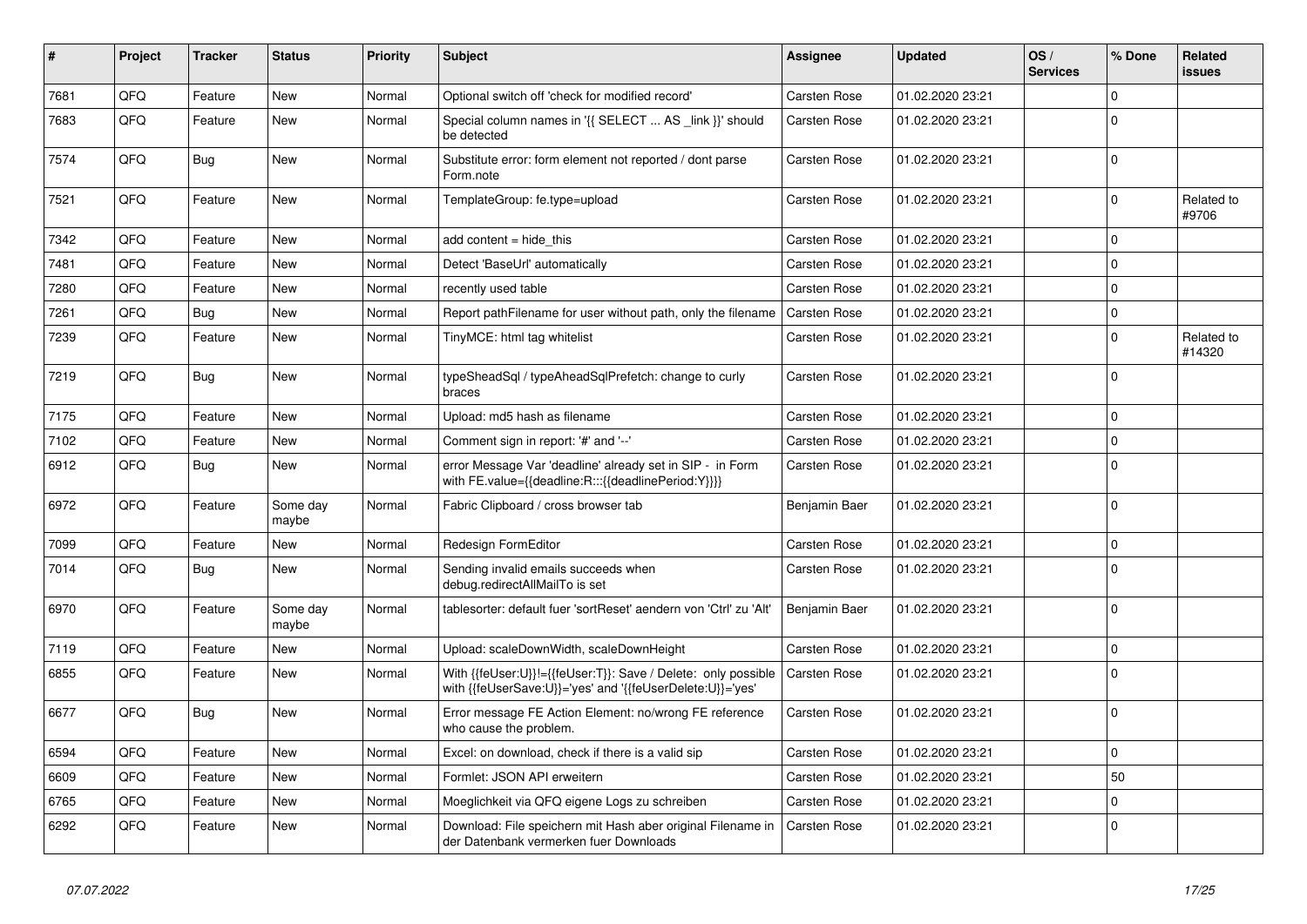| # | Project | Tracker | Status | Priority | Subject | Assignee | Updated | OS / Services | % Done | Related issues |
|---|---|---|---|---|---|---|---|---|---|---|
| 7681 | QFQ | Feature | New | Normal | Optional switch off 'check for modified record' | Carsten Rose | 01.02.2020 23:21 | | 0 | |
| 7683 | QFQ | Feature | New | Normal | Special column names in '{{ SELECT ... AS _link }}' should be detected | Carsten Rose | 01.02.2020 23:21 | | 0 | |
| 7574 | QFQ | Bug | New | Normal | Substitute error: form element not reported / dont parse Form.note | Carsten Rose | 01.02.2020 23:21 | | 0 | |
| 7521 | QFQ | Feature | New | Normal | TemplateGroup: fe.type=upload | Carsten Rose | 01.02.2020 23:21 | | 0 | Related to #9706 |
| 7342 | QFQ | Feature | New | Normal | add content = hide_this | Carsten Rose | 01.02.2020 23:21 | | 0 | |
| 7481 | QFQ | Feature | New | Normal | Detect 'BaseUrl' automatically | Carsten Rose | 01.02.2020 23:21 | | 0 | |
| 7280 | QFQ | Feature | New | Normal | recently used table | Carsten Rose | 01.02.2020 23:21 | | 0 | |
| 7261 | QFQ | Bug | New | Normal | Report pathFilename for user without path, only the filename | Carsten Rose | 01.02.2020 23:21 | | 0 | |
| 7239 | QFQ | Feature | New | Normal | TinyMCE: html tag whitelist | Carsten Rose | 01.02.2020 23:21 | | 0 | Related to #14320 |
| 7219 | QFQ | Bug | New | Normal | typeSheadSql / typeAheadSqlPrefetch: change to curly braces | Carsten Rose | 01.02.2020 23:21 | | 0 | |
| 7175 | QFQ | Feature | New | Normal | Upload: md5 hash as filename | Carsten Rose | 01.02.2020 23:21 | | 0 | |
| 7102 | QFQ | Feature | New | Normal | Comment sign in report: '#' and '--' | Carsten Rose | 01.02.2020 23:21 | | 0 | |
| 6912 | QFQ | Bug | New | Normal | error Message Var 'deadline' already set in SIP - in Form with FE.value={{deadline:R:::{{deadlinePeriod:Y}}}} | Carsten Rose | 01.02.2020 23:21 | | 0 | |
| 6972 | QFQ | Feature | Some day maybe | Normal | Fabric Clipboard / cross browser tab | Benjamin Baer | 01.02.2020 23:21 | | 0 | |
| 7099 | QFQ | Feature | New | Normal | Redesign FormEditor | Carsten Rose | 01.02.2020 23:21 | | 0 | |
| 7014 | QFQ | Bug | New | Normal | Sending invalid emails succeeds when debug.redirectAllMailTo is set | Carsten Rose | 01.02.2020 23:21 | | 0 | |
| 6970 | QFQ | Feature | Some day maybe | Normal | tablesorter: default fuer 'sortReset' aendern von 'Ctrl' zu 'Alt' | Benjamin Baer | 01.02.2020 23:21 | | 0 | |
| 7119 | QFQ | Feature | New | Normal | Upload: scaleDownWidth, scaleDownHeight | Carsten Rose | 01.02.2020 23:21 | | 0 | |
| 6855 | QFQ | Feature | New | Normal | With {{feUser:U}}!={{feUser:T}}: Save / Delete: only possible with {{feUserSave:U}}='yes' and '{{feUserDelete:U}}='yes' | Carsten Rose | 01.02.2020 23:21 | | 0 | |
| 6677 | QFQ | Bug | New | Normal | Error message FE Action Element: no/wrong FE reference who cause the problem. | Carsten Rose | 01.02.2020 23:21 | | 0 | |
| 6594 | QFQ | Feature | New | Normal | Excel: on download, check if there is a valid sip | Carsten Rose | 01.02.2020 23:21 | | 0 | |
| 6609 | QFQ | Feature | New | Normal | Formlet: JSON API erweitern | Carsten Rose | 01.02.2020 23:21 | | 50 | |
| 6765 | QFQ | Feature | New | Normal | Moeglichkeit via QFQ eigene Logs zu schreiben | Carsten Rose | 01.02.2020 23:21 | | 0 | |
| 6292 | QFQ | Feature | New | Normal | Download: File speichern mit Hash aber original Filename in der Datenbank vermerken fuer Downloads | Carsten Rose | 01.02.2020 23:21 | | 0 | |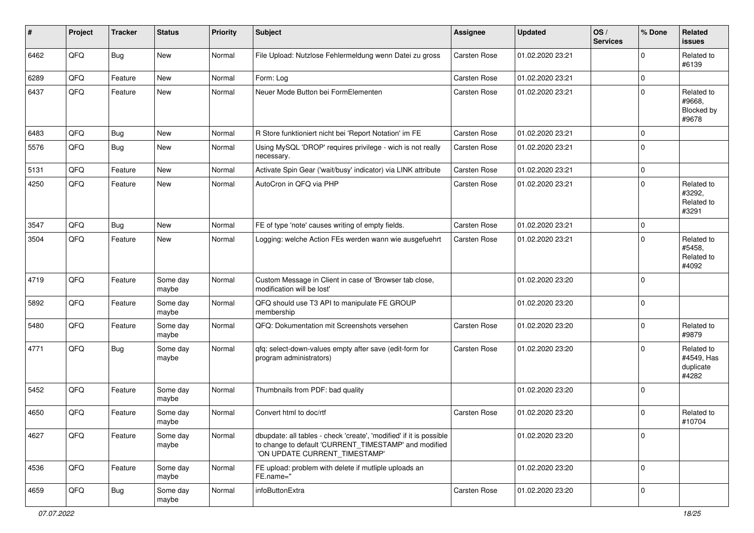| # | Project | Tracker | Status | Priority | Subject | Assignee | Updated | OS / Services | % Done | Related issues |
|---|---|---|---|---|---|---|---|---|---|---|
| 6462 | QFQ | Bug | New | Normal | File Upload: Nutzlose Fehlermeldung wenn Datei zu gross | Carsten Rose | 01.02.2020 23:21 | | 0 | Related to #6139 |
| 6289 | QFQ | Feature | New | Normal | Form: Log | Carsten Rose | 01.02.2020 23:21 | | 0 | |
| 6437 | QFQ | Feature | New | Normal | Neuer Mode Button bei FormElementen | Carsten Rose | 01.02.2020 23:21 | | 0 | Related to #9668, Blocked by #9678 |
| 6483 | QFQ | Bug | New | Normal | R Store funktioniert nicht bei 'Report Notation' im FE | Carsten Rose | 01.02.2020 23:21 | | 0 | |
| 5576 | QFQ | Bug | New | Normal | Using MySQL 'DROP' requires privilege - wich is not really necessary. | Carsten Rose | 01.02.2020 23:21 | | 0 | |
| 5131 | QFQ | Feature | New | Normal | Activate Spin Gear ('wait/busy' indicator) via LINK attribute | Carsten Rose | 01.02.2020 23:21 | | 0 | |
| 4250 | QFQ | Feature | New | Normal | AutoCron in QFQ via PHP | Carsten Rose | 01.02.2020 23:21 | | 0 | Related to #3292, Related to #3291 |
| 3547 | QFQ | Bug | New | Normal | FE of type 'note' causes writing of empty fields. | Carsten Rose | 01.02.2020 23:21 | | 0 | |
| 3504 | QFQ | Feature | New | Normal | Logging: welche Action FEs werden wann wie ausgefuehrt | Carsten Rose | 01.02.2020 23:21 | | 0 | Related to #5458, Related to #4092 |
| 4719 | QFQ | Feature | Some day maybe | Normal | Custom Message in Client in case of 'Browser tab close, modification will be lost' | | 01.02.2020 23:20 | | 0 | |
| 5892 | QFQ | Feature | Some day maybe | Normal | QFQ should use T3 API to manipulate FE GROUP membership | | 01.02.2020 23:20 | | 0 | |
| 5480 | QFQ | Feature | Some day maybe | Normal | QFQ: Dokumentation mit Screenshots versehen | Carsten Rose | 01.02.2020 23:20 | | 0 | Related to #9879 |
| 4771 | QFQ | Bug | Some day maybe | Normal | qfq: select-down-values empty after save (edit-form for program administrators) | Carsten Rose | 01.02.2020 23:20 | | 0 | Related to #4549, Has duplicate #4282 |
| 5452 | QFQ | Feature | Some day maybe | Normal | Thumbnails from PDF: bad quality | | 01.02.2020 23:20 | | 0 | |
| 4650 | QFQ | Feature | Some day maybe | Normal | Convert html to doc/rtf | Carsten Rose | 01.02.2020 23:20 | | 0 | Related to #10704 |
| 4627 | QFQ | Feature | Some day maybe | Normal | dbupdate: all tables - check 'create', 'modified' if it is possible to change to default 'CURRENT_TIMESTAMP' and modified 'ON UPDATE CURRENT_TIMESTAMP' | | 01.02.2020 23:20 | | 0 | |
| 4536 | QFQ | Feature | Some day maybe | Normal | FE upload: problem with delete if mutliple uploads an FE.name=" | | 01.02.2020 23:20 | | 0 | |
| 4659 | QFQ | Bug | Some day maybe | Normal | infoButtonExtra | Carsten Rose | 01.02.2020 23:20 | | 0 | |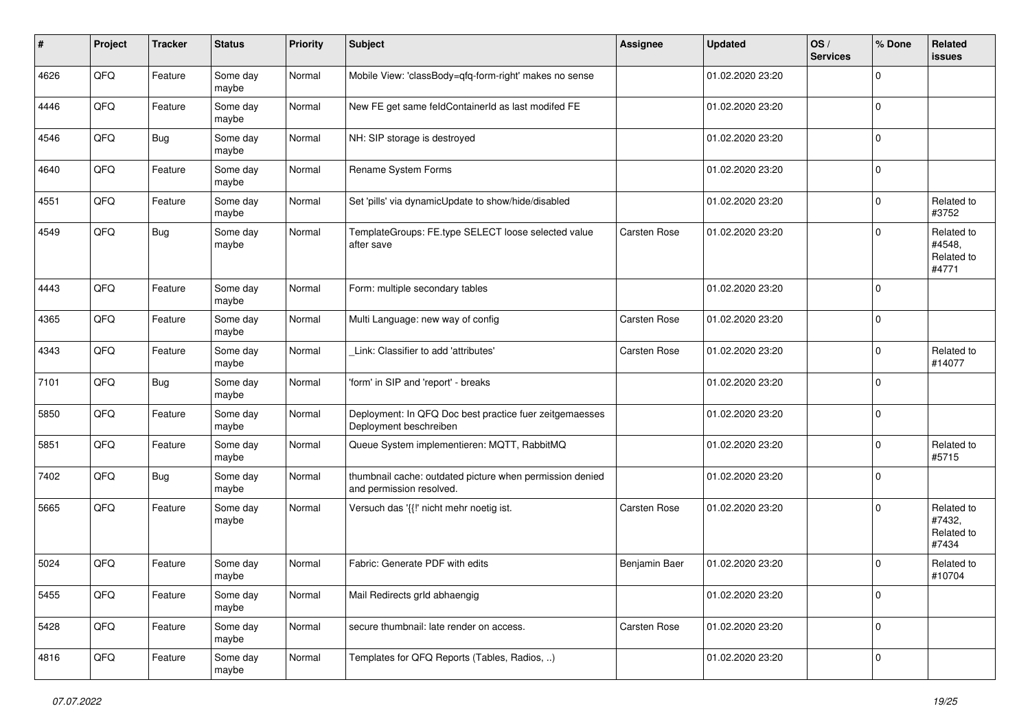| # | Project | Tracker | Status | Priority | Subject | Assignee | Updated | OS / Services | % Done | Related issues |
|---|---|---|---|---|---|---|---|---|---|---|
| 4626 | QFQ | Feature | Some day maybe | Normal | Mobile View: 'classBody=qfq-form-right' makes no sense | | 01.02.2020 23:20 | | 0 | |
| 4446 | QFQ | Feature | Some day maybe | Normal | New FE get same feldContainerId as last modifed FE | | 01.02.2020 23:20 | | 0 | |
| 4546 | QFQ | Bug | Some day maybe | Normal | NH: SIP storage is destroyed | | 01.02.2020 23:20 | | 0 | |
| 4640 | QFQ | Feature | Some day maybe | Normal | Rename System Forms | | 01.02.2020 23:20 | | 0 | |
| 4551 | QFQ | Feature | Some day maybe | Normal | Set 'pills' via dynamicUpdate to show/hide/disabled | | 01.02.2020 23:20 | | 0 | Related to #3752 |
| 4549 | QFQ | Bug | Some day maybe | Normal | TemplateGroups: FE.type SELECT loose selected value after save | Carsten Rose | 01.02.2020 23:20 | | 0 | Related to #4548, Related to #4771 |
| 4443 | QFQ | Feature | Some day maybe | Normal | Form: multiple secondary tables | | 01.02.2020 23:20 | | 0 | |
| 4365 | QFQ | Feature | Some day maybe | Normal | Multi Language: new way of config | Carsten Rose | 01.02.2020 23:20 | | 0 | |
| 4343 | QFQ | Feature | Some day maybe | Normal | _Link: Classifier to add 'attributes' | Carsten Rose | 01.02.2020 23:20 | | 0 | Related to #14077 |
| 7101 | QFQ | Bug | Some day maybe | Normal | 'form' in SIP and 'report' - breaks | | 01.02.2020 23:20 | | 0 | |
| 5850 | QFQ | Feature | Some day maybe | Normal | Deployment: In QFQ Doc best practice fuer zeitgemaesses Deployment beschreiben | | 01.02.2020 23:20 | | 0 | |
| 5851 | QFQ | Feature | Some day maybe | Normal | Queue System implementieren: MQTT, RabbitMQ | | 01.02.2020 23:20 | | 0 | Related to #5715 |
| 7402 | QFQ | Bug | Some day maybe | Normal | thumbnail cache: outdated picture when permission denied and permission resolved. | | 01.02.2020 23:20 | | 0 | |
| 5665 | QFQ | Feature | Some day maybe | Normal | Versuch das '{{!' nicht mehr noetig ist. | Carsten Rose | 01.02.2020 23:20 | | 0 | Related to #7432, Related to #7434 |
| 5024 | QFQ | Feature | Some day maybe | Normal | Fabric: Generate PDF with edits | Benjamin Baer | 01.02.2020 23:20 | | 0 | Related to #10704 |
| 5455 | QFQ | Feature | Some day maybe | Normal | Mail Redirects grId abhaengig | | 01.02.2020 23:20 | | 0 | |
| 5428 | QFQ | Feature | Some day maybe | Normal | secure thumbnail: late render on access. | Carsten Rose | 01.02.2020 23:20 | | 0 | |
| 4816 | QFQ | Feature | Some day maybe | Normal | Templates for QFQ Reports (Tables, Radios, ..) | | 01.02.2020 23:20 | | 0 | |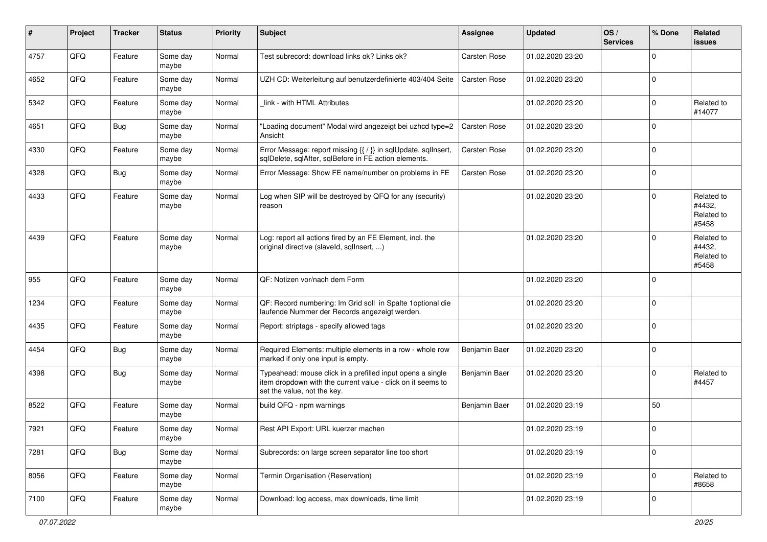| # | Project | Tracker | Status | Priority | Subject | Assignee | Updated | OS / Services | % Done | Related issues |
|---|---|---|---|---|---|---|---|---|---|---|
| 4757 | QFQ | Feature | Some day maybe | Normal | Test subrecord: download links ok? Links ok? | Carsten Rose | 01.02.2020 23:20 | | 0 | |
| 4652 | QFQ | Feature | Some day maybe | Normal | UZH CD: Weiterleitung auf benutzerdefinierte 403/404 Seite | Carsten Rose | 01.02.2020 23:20 | | 0 | |
| 5342 | QFQ | Feature | Some day maybe | Normal | _link - with HTML Attributes | | 01.02.2020 23:20 | | 0 | Related to #14077 |
| 4651 | QFQ | Bug | Some day maybe | Normal | "Loading document" Modal wird angezeigt bei uzhcd type=2 Ansicht | Carsten Rose | 01.02.2020 23:20 | | 0 | |
| 4330 | QFQ | Feature | Some day maybe | Normal | Error Message: report missing {{ / }} in sqlUpdate, sqlInsert, sqlDelete, sqlAfter, sqlBefore in FE action elements. | Carsten Rose | 01.02.2020 23:20 | | 0 | |
| 4328 | QFQ | Bug | Some day maybe | Normal | Error Message: Show FE name/number on problems in FE | Carsten Rose | 01.02.2020 23:20 | | 0 | |
| 4433 | QFQ | Feature | Some day maybe | Normal | Log when SIP will be destroyed by QFQ for any (security) reason | | 01.02.2020 23:20 | | 0 | Related to #4432, Related to #5458 |
| 4439 | QFQ | Feature | Some day maybe | Normal | Log: report all actions fired by an FE Element, incl. the original directive (slaveId, sqlInsert, ...) | | 01.02.2020 23:20 | | 0 | Related to #4432, Related to #5458 |
| 955 | QFQ | Feature | Some day maybe | Normal | QF: Notizen vor/nach dem Form | | 01.02.2020 23:20 | | 0 | |
| 1234 | QFQ | Feature | Some day maybe | Normal | QF: Record numbering: Im Grid soll in Spalte 1optional die laufende Nummer der Records angezeigt werden. | | 01.02.2020 23:20 | | 0 | |
| 4435 | QFQ | Feature | Some day maybe | Normal | Report: striptags - specify allowed tags | | 01.02.2020 23:20 | | 0 | |
| 4454 | QFQ | Bug | Some day maybe | Normal | Required Elements: multiple elements in a row - whole row marked if only one input is empty. | Benjamin Baer | 01.02.2020 23:20 | | 0 | |
| 4398 | QFQ | Bug | Some day maybe | Normal | Typeahead: mouse click in a prefilled input opens a single item dropdown with the current value - click on it seems to set the value, not the key. | Benjamin Baer | 01.02.2020 23:20 | | 0 | Related to #4457 |
| 8522 | QFQ | Feature | Some day maybe | Normal | build QFQ - npm warnings | Benjamin Baer | 01.02.2020 23:19 | | 50 | |
| 7921 | QFQ | Feature | Some day maybe | Normal | Rest API Export: URL kuerzer machen | | 01.02.2020 23:19 | | 0 | |
| 7281 | QFQ | Bug | Some day maybe | Normal | Subrecords: on large screen separator line too short | | 01.02.2020 23:19 | | 0 | |
| 8056 | QFQ | Feature | Some day maybe | Normal | Termin Organisation (Reservation) | | 01.02.2020 23:19 | | 0 | Related to #8658 |
| 7100 | QFQ | Feature | Some day maybe | Normal | Download: log access, max downloads, time limit | | 01.02.2020 23:19 | | 0 | |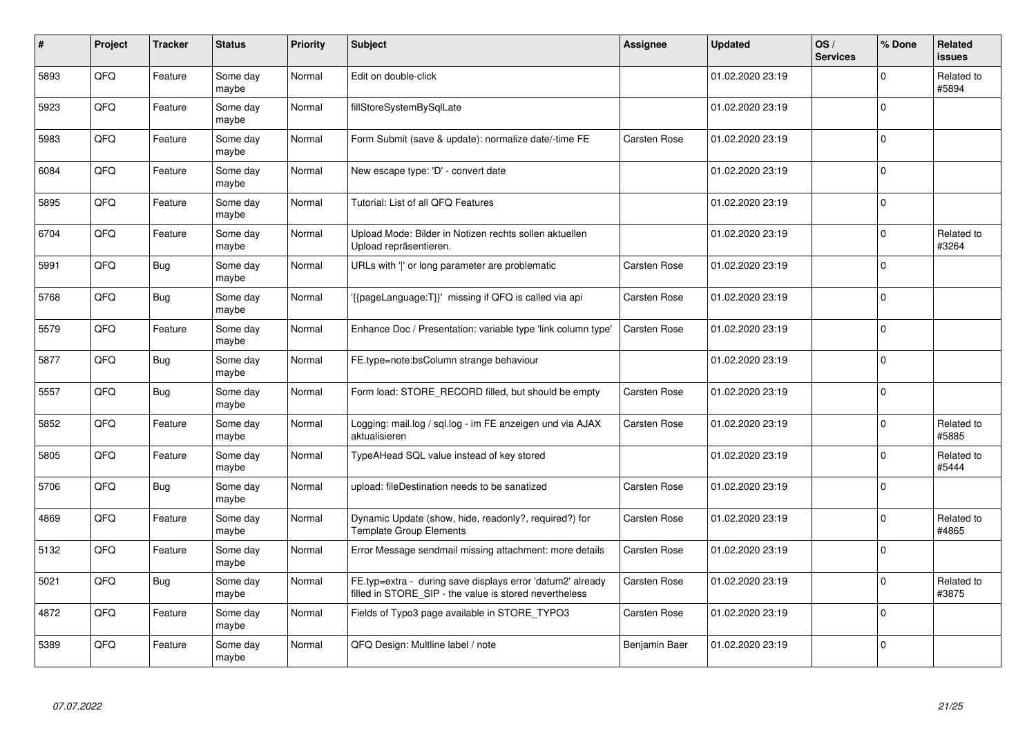| # | Project | Tracker | Status | Priority | Subject | Assignee | Updated | OS / Services | % Done | Related issues |
|---|---|---|---|---|---|---|---|---|---|---|
| 5893 | QFQ | Feature | Some day maybe | Normal | Edit on double-click | | 01.02.2020 23:19 | | 0 | Related to #5894 |
| 5923 | QFQ | Feature | Some day maybe | Normal | fillStoreSystemBySqlLate | | 01.02.2020 23:19 | | 0 | |
| 5983 | QFQ | Feature | Some day maybe | Normal | Form Submit (save & update): normalize date/-time FE | Carsten Rose | 01.02.2020 23:19 | | 0 | |
| 6084 | QFQ | Feature | Some day maybe | Normal | New escape type: 'D' - convert date | | 01.02.2020 23:19 | | 0 | |
| 5895 | QFQ | Feature | Some day maybe | Normal | Tutorial: List of all QFQ Features | | 01.02.2020 23:19 | | 0 | |
| 6704 | QFQ | Feature | Some day maybe | Normal | Upload Mode: Bilder in Notizen rechts sollen aktuellen Upload repräsentieren. | | 01.02.2020 23:19 | | 0 | Related to #3264 |
| 5991 | QFQ | Bug | Some day maybe | Normal | URLs with '\|' or long parameter are problematic | Carsten Rose | 01.02.2020 23:19 | | 0 | |
| 5768 | QFQ | Bug | Some day maybe | Normal | '{{pageLanguage:T}}' missing if QFQ is called via api | Carsten Rose | 01.02.2020 23:19 | | 0 | |
| 5579 | QFQ | Feature | Some day maybe | Normal | Enhance Doc / Presentation: variable type 'link column type' | Carsten Rose | 01.02.2020 23:19 | | 0 | |
| 5877 | QFQ | Bug | Some day maybe | Normal | FE.type=note:bsColumn strange behaviour | | 01.02.2020 23:19 | | 0 | |
| 5557 | QFQ | Bug | Some day maybe | Normal | Form load: STORE_RECORD filled, but should be empty | Carsten Rose | 01.02.2020 23:19 | | 0 | |
| 5852 | QFQ | Feature | Some day maybe | Normal | Logging: mail.log / sql.log - im FE anzeigen und via AJAX aktualisieren | Carsten Rose | 01.02.2020 23:19 | | 0 | Related to #5885 |
| 5805 | QFQ | Feature | Some day maybe | Normal | TypeAHead SQL value instead of key stored | | 01.02.2020 23:19 | | 0 | Related to #5444 |
| 5706 | QFQ | Bug | Some day maybe | Normal | upload: fileDestination needs to be sanatized | Carsten Rose | 01.02.2020 23:19 | | 0 | |
| 4869 | QFQ | Feature | Some day maybe | Normal | Dynamic Update (show, hide, readonly?, required?) for Template Group Elements | Carsten Rose | 01.02.2020 23:19 | | 0 | Related to #4865 |
| 5132 | QFQ | Feature | Some day maybe | Normal | Error Message sendmail missing attachment: more details | Carsten Rose | 01.02.2020 23:19 | | 0 | |
| 5021 | QFQ | Bug | Some day maybe | Normal | FE.typ=extra - during save displays error 'datum2' already filled in STORE_SIP - the value is stored nevertheless | Carsten Rose | 01.02.2020 23:19 | | 0 | Related to #3875 |
| 4872 | QFQ | Feature | Some day maybe | Normal | Fields of Typo3 page available in STORE_TYPO3 | Carsten Rose | 01.02.2020 23:19 | | 0 | |
| 5389 | QFQ | Feature | Some day maybe | Normal | QFQ Design: Multline label / note | Benjamin Baer | 01.02.2020 23:19 | | 0 | |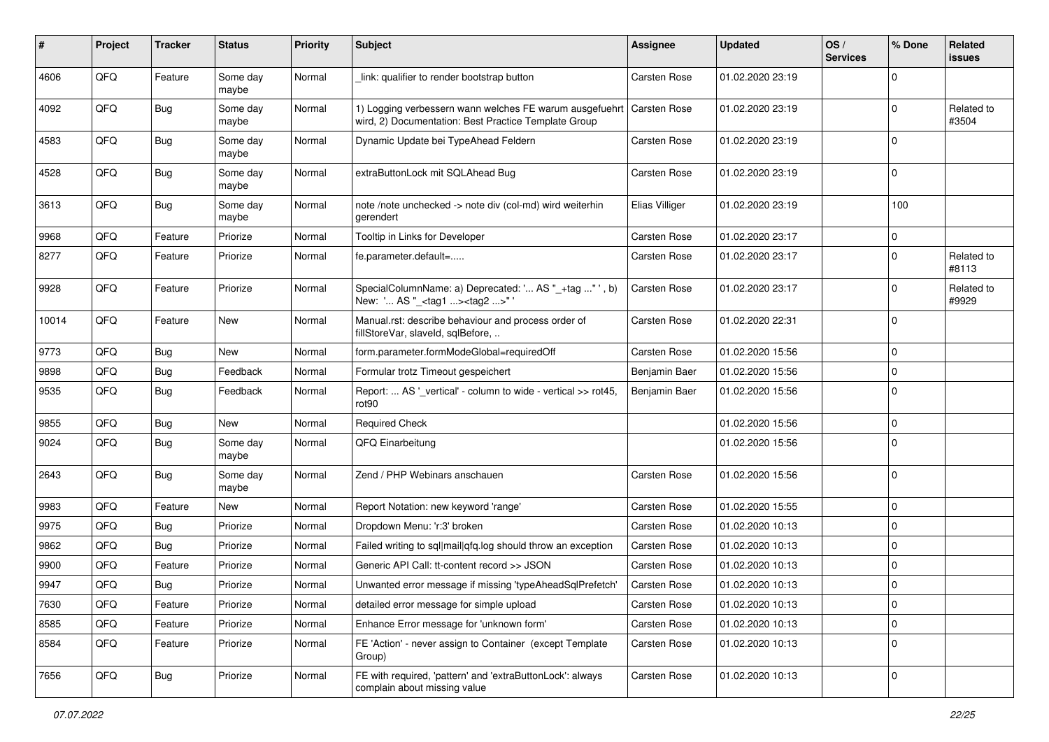| # | Project | Tracker | Status | Priority | Subject | Assignee | Updated | OS / Services | % Done | Related issues |
|---|---|---|---|---|---|---|---|---|---|---|
| 4606 | QFQ | Feature | Some day maybe | Normal | _link: qualifier to render bootstrap button | Carsten Rose | 01.02.2020 23:19 | | 0 | |
| 4092 | QFQ | Bug | Some day maybe | Normal | 1) Logging verbessern wann welches FE warum ausgefuehrt wird, 2) Documentation: Best Practice Template Group | Carsten Rose | 01.02.2020 23:19 | | 0 | Related to #3504 |
| 4583 | QFQ | Bug | Some day maybe | Normal | Dynamic Update bei TypeAhead Feldern | Carsten Rose | 01.02.2020 23:19 | | 0 | |
| 4528 | QFQ | Bug | Some day maybe | Normal | extraButtonLock mit SQLAhead Bug | Carsten Rose | 01.02.2020 23:19 | | 0 | |
| 3613 | QFQ | Bug | Some day maybe | Normal | note /note unchecked -> note div (col-md) wird weiterhin gerendert | Elias Villiger | 01.02.2020 23:19 | | 100 | |
| 9968 | QFQ | Feature | Priorize | Normal | Tooltip in Links for Developer | Carsten Rose | 01.02.2020 23:17 | | 0 | |
| 8277 | QFQ | Feature | Priorize | Normal | fe.parameter.default=..... | Carsten Rose | 01.02.2020 23:17 | | 0 | Related to #8113 |
| 9928 | QFQ | Feature | Priorize | Normal | SpecialColumnName: a) Deprecated: '... AS "_+tag ..." ', b) New: '... AS "_<tag1 ...><tag2 ...>" ' | Carsten Rose | 01.02.2020 23:17 | | 0 | Related to #9929 |
| 10014 | QFQ | Feature | New | Normal | Manual.rst: describe behaviour and process order of fillStoreVar, slaveId, sqlBefore, .. | Carsten Rose | 01.02.2020 22:31 | | 0 | |
| 9773 | QFQ | Bug | New | Normal | form.parameter.formModeGlobal=requiredOff | Carsten Rose | 01.02.2020 15:56 | | 0 | |
| 9898 | QFQ | Bug | Feedback | Normal | Formular trotz Timeout gespeichert | Benjamin Baer | 01.02.2020 15:56 | | 0 | |
| 9535 | QFQ | Bug | Feedback | Normal | Report: ... AS '_vertical' - column to wide - vertical >> rot45, rot90 | Benjamin Baer | 01.02.2020 15:56 | | 0 | |
| 9855 | QFQ | Bug | New | Normal | Required Check | | 01.02.2020 15:56 | | 0 | |
| 9024 | QFQ | Bug | Some day maybe | Normal | QFQ Einarbeitung | | 01.02.2020 15:56 | | 0 | |
| 2643 | QFQ | Bug | Some day maybe | Normal | Zend / PHP Webinars anschauen | Carsten Rose | 01.02.2020 15:56 | | 0 | |
| 9983 | QFQ | Feature | New | Normal | Report Notation: new keyword 'range' | Carsten Rose | 01.02.2020 15:55 | | 0 | |
| 9975 | QFQ | Bug | Priorize | Normal | Dropdown Menu: 'r:3' broken | Carsten Rose | 01.02.2020 10:13 | | 0 | |
| 9862 | QFQ | Bug | Priorize | Normal | Failed writing to sql\|mail\|qfq.log should throw an exception | Carsten Rose | 01.02.2020 10:13 | | 0 | |
| 9900 | QFQ | Feature | Priorize | Normal | Generic API Call: tt-content record >> JSON | Carsten Rose | 01.02.2020 10:13 | | 0 | |
| 9947 | QFQ | Bug | Priorize | Normal | Unwanted error message if missing 'typeAheadSqlPrefetch' | Carsten Rose | 01.02.2020 10:13 | | 0 | |
| 7630 | QFQ | Feature | Priorize | Normal | detailed error message for simple upload | Carsten Rose | 01.02.2020 10:13 | | 0 | |
| 8585 | QFQ | Feature | Priorize | Normal | Enhance Error message for 'unknown form' | Carsten Rose | 01.02.2020 10:13 | | 0 | |
| 8584 | QFQ | Feature | Priorize | Normal | FE 'Action' - never assign to Container (except Template Group) | Carsten Rose | 01.02.2020 10:13 | | 0 | |
| 7656 | QFQ | Bug | Priorize | Normal | FE with required, 'pattern' and 'extraButtonLock': always complain about missing value | Carsten Rose | 01.02.2020 10:13 | | 0 | |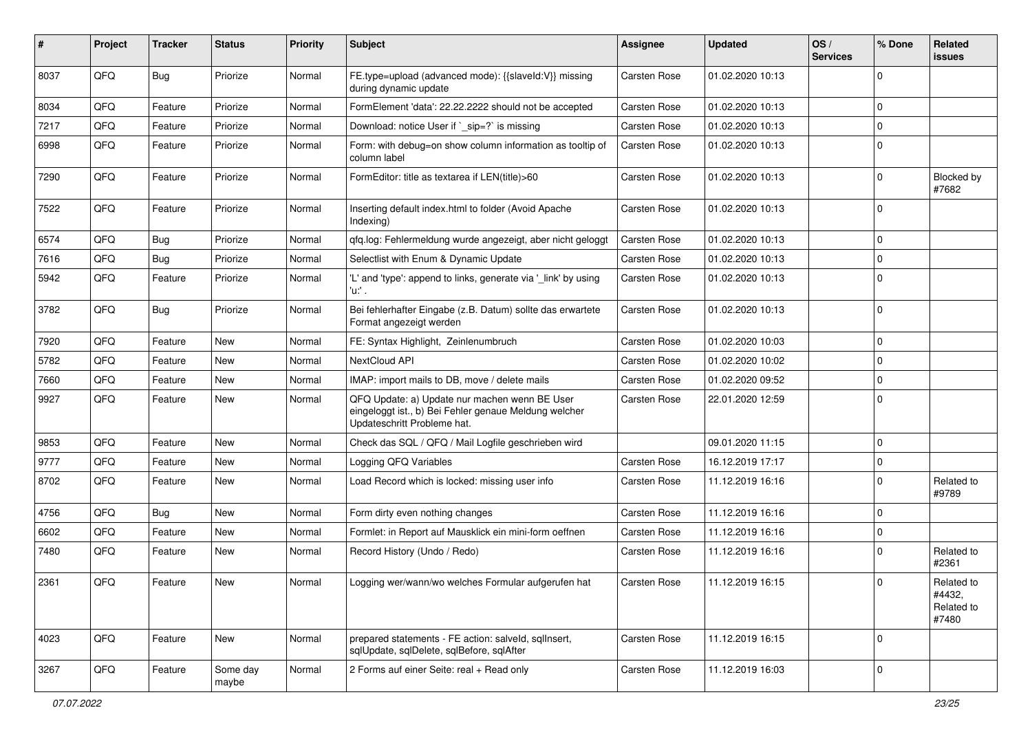| # | Project | Tracker | Status | Priority | Subject | Assignee | Updated | OS / Services | % Done | Related issues |
|---|---|---|---|---|---|---|---|---|---|---|
| 8037 | QFQ | Bug | Priorize | Normal | FE.type=upload (advanced mode): {{slaveId:V}} missing during dynamic update | Carsten Rose | 01.02.2020 10:13 | | 0 | |
| 8034 | QFQ | Feature | Priorize | Normal | FormElement 'data': 22.22.2222 should not be accepted | Carsten Rose | 01.02.2020 10:13 | | 0 | |
| 7217 | QFQ | Feature | Priorize | Normal | Download: notice User if `_sip=?` is missing | Carsten Rose | 01.02.2020 10:13 | | 0 | |
| 6998 | QFQ | Feature | Priorize | Normal | Form: with debug=on show column information as tooltip of column label | Carsten Rose | 01.02.2020 10:13 | | 0 | |
| 7290 | QFQ | Feature | Priorize | Normal | FormEditor: title as textarea if LEN(title)>60 | Carsten Rose | 01.02.2020 10:13 | | 0 | Blocked by #7682 |
| 7522 | QFQ | Feature | Priorize | Normal | Inserting default index.html to folder (Avoid Apache Indexing) | Carsten Rose | 01.02.2020 10:13 | | 0 | |
| 6574 | QFQ | Bug | Priorize | Normal | qfq.log: Fehlermeldung wurde angezeigt, aber nicht geloggt | Carsten Rose | 01.02.2020 10:13 | | 0 | |
| 7616 | QFQ | Bug | Priorize | Normal | Selectlist with Enum & Dynamic Update | Carsten Rose | 01.02.2020 10:13 | | 0 | |
| 5942 | QFQ | Feature | Priorize | Normal | 'L' and 'type': append to links, generate via '_link' by using 'u:' . | Carsten Rose | 01.02.2020 10:13 | | 0 | |
| 3782 | QFQ | Bug | Priorize | Normal | Bei fehlerhafter Eingabe (z.B. Datum) sollte das erwartete Format angezeigt werden | Carsten Rose | 01.02.2020 10:13 | | 0 | |
| 7920 | QFQ | Feature | New | Normal | FE: Syntax Highlight, Zeinlenumbruch | Carsten Rose | 01.02.2020 10:03 | | 0 | |
| 5782 | QFQ | Feature | New | Normal | NextCloud API | Carsten Rose | 01.02.2020 10:02 | | 0 | |
| 7660 | QFQ | Feature | New | Normal | IMAP: import mails to DB, move / delete mails | Carsten Rose | 01.02.2020 09:52 | | 0 | |
| 9927 | QFQ | Feature | New | Normal | QFQ Update: a) Update nur machen wenn BE User eingeloggt ist., b) Bei Fehler genaue Meldung welcher Updateschritt Probleme hat. | Carsten Rose | 22.01.2020 12:59 | | 0 | |
| 9853 | QFQ | Feature | New | Normal | Check das SQL / QFQ / Mail Logfile geschrieben wird | | 09.01.2020 11:15 | | 0 | |
| 9777 | QFQ | Feature | New | Normal | Logging QFQ Variables | Carsten Rose | 16.12.2019 17:17 | | 0 | |
| 8702 | QFQ | Feature | New | Normal | Load Record which is locked: missing user info | Carsten Rose | 11.12.2019 16:16 | | 0 | Related to #9789 |
| 4756 | QFQ | Bug | New | Normal | Form dirty even nothing changes | Carsten Rose | 11.12.2019 16:16 | | 0 | |
| 6602 | QFQ | Feature | New | Normal | Formlet: in Report auf Mausklick ein mini-form oeffnen | Carsten Rose | 11.12.2019 16:16 | | 0 | |
| 7480 | QFQ | Feature | New | Normal | Record History (Undo / Redo) | Carsten Rose | 11.12.2019 16:16 | | 0 | Related to #2361 |
| 2361 | QFQ | Feature | New | Normal | Logging wer/wann/wo welches Formular aufgerufen hat | Carsten Rose | 11.12.2019 16:15 | | 0 | Related to #4432, Related to #7480 |
| 4023 | QFQ | Feature | New | Normal | prepared statements - FE action: salveId, sqlInsert, sqlUpdate, sqlDelete, sqlBefore, sqlAfter | Carsten Rose | 11.12.2019 16:15 | | 0 | |
| 3267 | QFQ | Feature | Some day maybe | Normal | 2 Forms auf einer Seite: real + Read only | Carsten Rose | 11.12.2019 16:03 | | 0 | |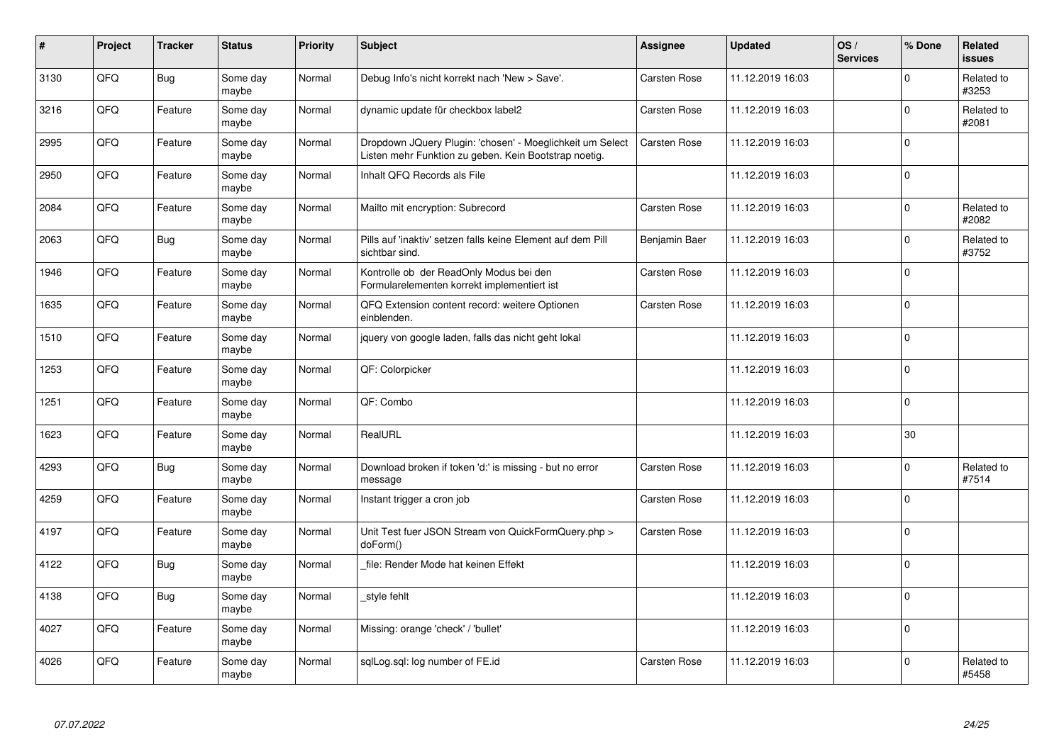| # | Project | Tracker | Status | Priority | Subject | Assignee | Updated | OS / Services | % Done | Related issues |
|---|---|---|---|---|---|---|---|---|---|---|
| 3130 | QFQ | Bug | Some day maybe | Normal | Debug Info's nicht korrekt nach 'New > Save'. | Carsten Rose | 11.12.2019 16:03 | | 0 | Related to #3253 |
| 3216 | QFQ | Feature | Some day maybe | Normal | dynamic update für checkbox label2 | Carsten Rose | 11.12.2019 16:03 | | 0 | Related to #2081 |
| 2995 | QFQ | Feature | Some day maybe | Normal | Dropdown JQuery Plugin: 'chosen' - Moeglichkeit um Select Listen mehr Funktion zu geben. Kein Bootstrap noetig. | Carsten Rose | 11.12.2019 16:03 | | 0 | |
| 2950 | QFQ | Feature | Some day maybe | Normal | Inhalt QFQ Records als File | | 11.12.2019 16:03 | | 0 | |
| 2084 | QFQ | Feature | Some day maybe | Normal | Mailto mit encryption: Subrecord | Carsten Rose | 11.12.2019 16:03 | | 0 | Related to #2082 |
| 2063 | QFQ | Bug | Some day maybe | Normal | Pills auf 'inaktiv' setzen falls keine Element auf dem Pill sichtbar sind. | Benjamin Baer | 11.12.2019 16:03 | | 0 | Related to #3752 |
| 1946 | QFQ | Feature | Some day maybe | Normal | Kontrolle ob der ReadOnly Modus bei den Formularelementen korrekt implementiert ist | Carsten Rose | 11.12.2019 16:03 | | 0 | |
| 1635 | QFQ | Feature | Some day maybe | Normal | QFQ Extension content record: weitere Optionen einblenden. | Carsten Rose | 11.12.2019 16:03 | | 0 | |
| 1510 | QFQ | Feature | Some day maybe | Normal | jquery von google laden, falls das nicht geht lokal | | 11.12.2019 16:03 | | 0 | |
| 1253 | QFQ | Feature | Some day maybe | Normal | QF: Colorpicker | | 11.12.2019 16:03 | | 0 | |
| 1251 | QFQ | Feature | Some day maybe | Normal | QF: Combo | | 11.12.2019 16:03 | | 0 | |
| 1623 | QFQ | Feature | Some day maybe | Normal | RealURL | | 11.12.2019 16:03 | | 30 | |
| 4293 | QFQ | Bug | Some day maybe | Normal | Download broken if token 'd:' is missing - but no error message | Carsten Rose | 11.12.2019 16:03 | | 0 | Related to #7514 |
| 4259 | QFQ | Feature | Some day maybe | Normal | Instant trigger a cron job | Carsten Rose | 11.12.2019 16:03 | | 0 | |
| 4197 | QFQ | Feature | Some day maybe | Normal | Unit Test fuer JSON Stream von QuickFormQuery.php > doForm() | Carsten Rose | 11.12.2019 16:03 | | 0 | |
| 4122 | QFQ | Bug | Some day maybe | Normal | _file: Render Mode hat keinen Effekt | | 11.12.2019 16:03 | | 0 | |
| 4138 | QFQ | Bug | Some day maybe | Normal | _style fehlt | | 11.12.2019 16:03 | | 0 | |
| 4027 | QFQ | Feature | Some day maybe | Normal | Missing: orange 'check' / 'bullet' | | 11.12.2019 16:03 | | 0 | |
| 4026 | QFQ | Feature | Some day maybe | Normal | sqlLog.sql: log number of FE.id | Carsten Rose | 11.12.2019 16:03 | | 0 | Related to #5458 |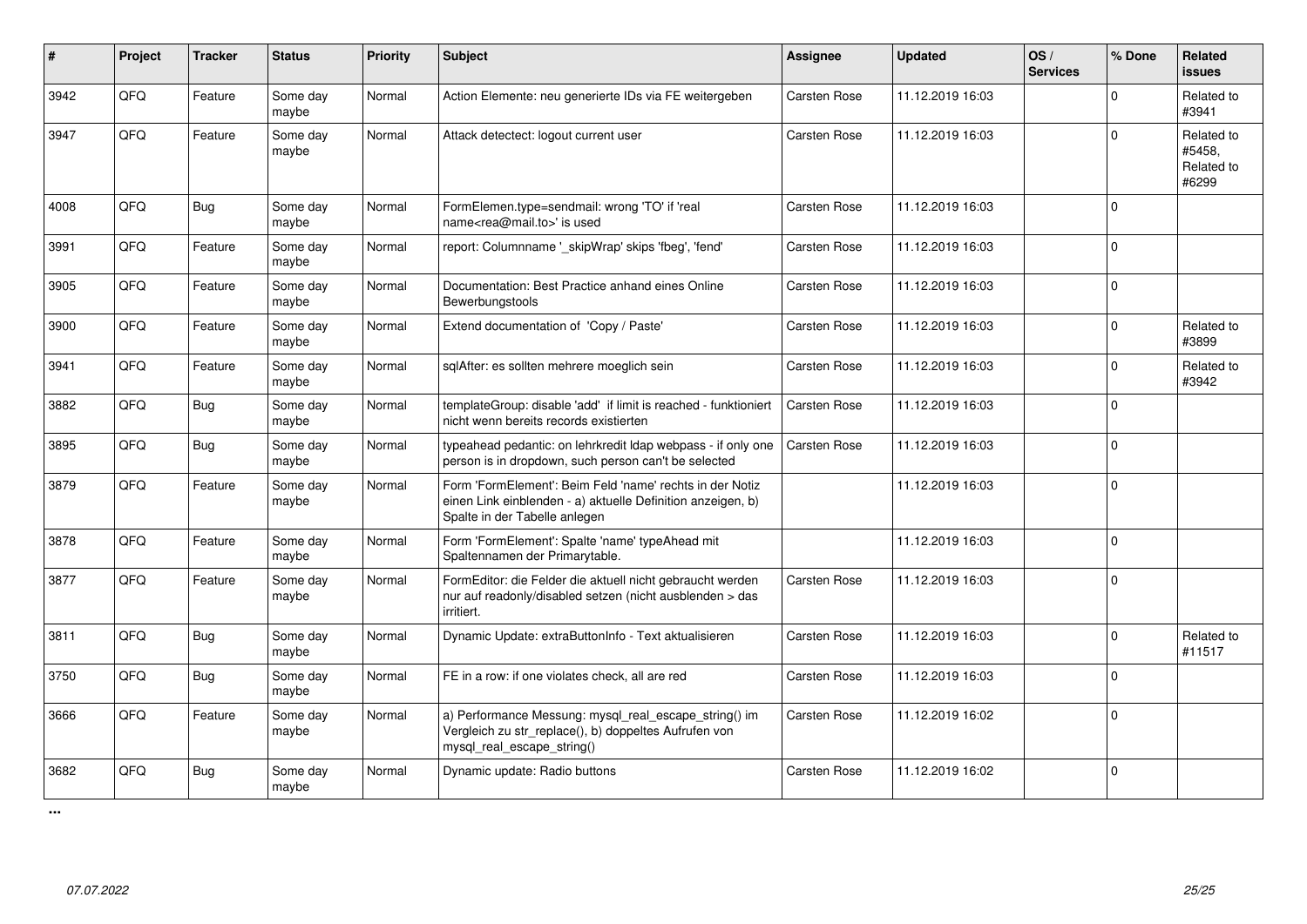| # | Project | Tracker | Status | Priority | Subject | Assignee | Updated | OS / Services | % Done | Related issues |
|---|---|---|---|---|---|---|---|---|---|---|
| 3942 | QFQ | Feature | Some day maybe | Normal | Action Elemente: neu generierte IDs via FE weitergeben | Carsten Rose | 11.12.2019 16:03 | | 0 | Related to #3941 |
| 3947 | QFQ | Feature | Some day maybe | Normal | Attack detectect: logout current user | Carsten Rose | 11.12.2019 16:03 | | 0 | Related to #5458, Related to #6299 |
| 4008 | QFQ | Bug | Some day maybe | Normal | FormElemen.type=sendmail: wrong 'TO' if 'real name<rea@mail.to>' is used | Carsten Rose | 11.12.2019 16:03 | | 0 | |
| 3991 | QFQ | Feature | Some day maybe | Normal | report: Columnname '_skipWrap' skips 'fbeg', 'fend' | Carsten Rose | 11.12.2019 16:03 | | 0 | |
| 3905 | QFQ | Feature | Some day maybe | Normal | Documentation: Best Practice anhand eines Online Bewerbungstools | Carsten Rose | 11.12.2019 16:03 | | 0 | |
| 3900 | QFQ | Feature | Some day maybe | Normal | Extend documentation of 'Copy / Paste' | Carsten Rose | 11.12.2019 16:03 | | 0 | Related to #3899 |
| 3941 | QFQ | Feature | Some day maybe | Normal | sqlAfter: es sollten mehrere moeglich sein | Carsten Rose | 11.12.2019 16:03 | | 0 | Related to #3942 |
| 3882 | QFQ | Bug | Some day maybe | Normal | templateGroup: disable 'add' if limit is reached - funktioniert nicht wenn bereits records existierten | Carsten Rose | 11.12.2019 16:03 | | 0 | |
| 3895 | QFQ | Bug | Some day maybe | Normal | typeahead pedantic: on lehrkredit ldap webpass - if only one person is in dropdown, such person can't be selected | Carsten Rose | 11.12.2019 16:03 | | 0 | |
| 3879 | QFQ | Feature | Some day maybe | Normal | Form 'FormElement': Beim Feld 'name' rechts in der Notiz einen Link einblenden - a) aktuelle Definition anzeigen, b) Spalte in der Tabelle anlegen | | 11.12.2019 16:03 | | 0 | |
| 3878 | QFQ | Feature | Some day maybe | Normal | Form 'FormElement': Spalte 'name' typeAhead mit Spaltennamen der Primarytable. | | 11.12.2019 16:03 | | 0 | |
| 3877 | QFQ | Feature | Some day maybe | Normal | FormEditor: die Felder die aktuell nicht gebraucht werden nur auf readonly/disabled setzen (nicht ausblenden > das irritiert. | Carsten Rose | 11.12.2019 16:03 | | 0 | |
| 3811 | QFQ | Bug | Some day maybe | Normal | Dynamic Update: extraButtonInfo - Text aktualisieren | Carsten Rose | 11.12.2019 16:03 | | 0 | Related to #11517 |
| 3750 | QFQ | Bug | Some day maybe | Normal | FE in a row: if one violates check, all are red | Carsten Rose | 11.12.2019 16:03 | | 0 | |
| 3666 | QFQ | Feature | Some day maybe | Normal | a) Performance Messung: mysql_real_escape_string() im Vergleich zu str_replace(), b) doppeltes Aufrufen von mysql_real_escape_string() | Carsten Rose | 11.12.2019 16:02 | | 0 | |
| 3682 | QFQ | Bug | Some day maybe | Normal | Dynamic update: Radio buttons | Carsten Rose | 11.12.2019 16:02 | | 0 | |

...